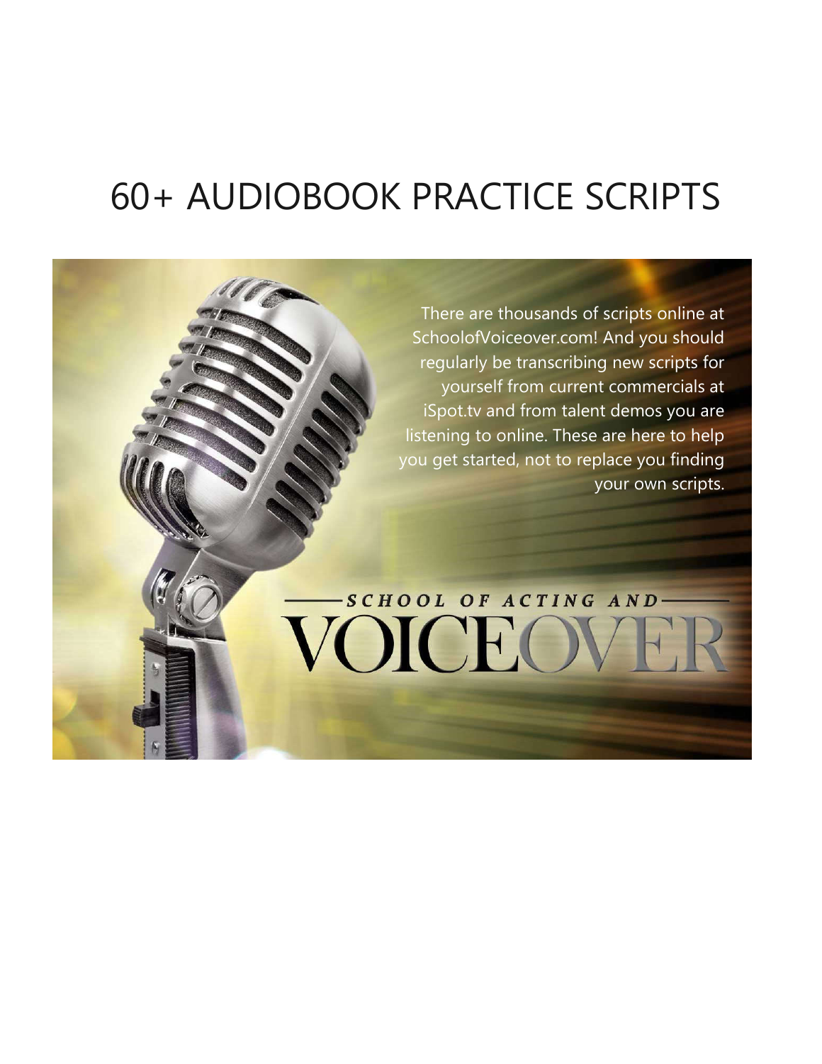# 60+ AUDIOBOOK PRACTICE SCRIPTS

There are thousands of scripts online at SchoolofVoiceover.com! And you should regularly be transcribing new scripts for yourself from current commercials at iSpot.tv and from talent demos you are listening to online. These are here to help you get started, not to replace you finding your own scripts.

SCHOOL OF ACTING AND VOICEOVER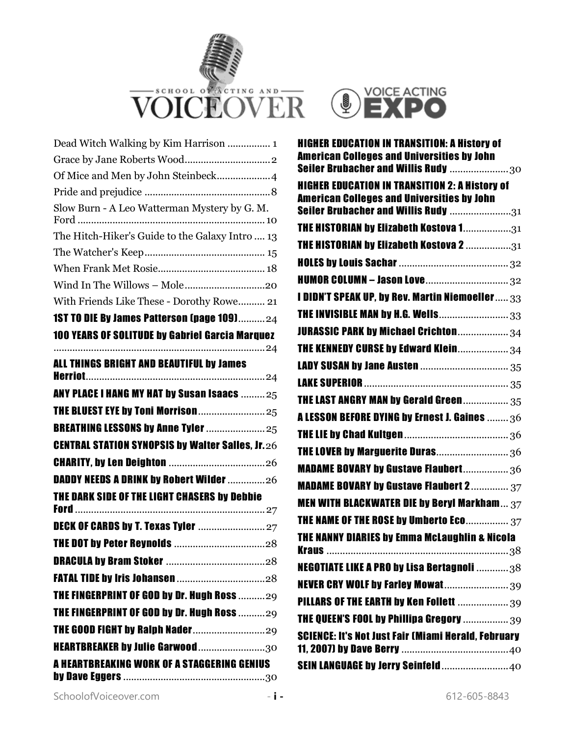Dead Witch Walking by Kim Harrison ............... 1
Grace by Jane Roberts Wood............................... 2
Of Mice and Men by John Steinbeck.................... 4
Pride and prejudice ............................................. 8
Slow Burn - A Leo Watterman Mystery by G. M. Ford .................................................................. 10
The Hitch-Hiker's Guide to the Galaxy Intro .... 13
The Watcher's Keep............................................ 15
When Frank Met Rosie....................................... 18
Wind In The Willows – Mole............................. 20
With Friends Like These - Dorothy Rowe.......... 21
**1ST TO DIE By James Patterson (page 109)**.......... 24
**100 YEARS OF SOLITUDE by Gabriel Garcia Marquez** .............................................................................. 24
**ALL THINGS BRIGHT AND BEAUTIFUL by James Herriot**.................................................................. 24
**ANY PLACE I HANG MY HAT by Susan Isaacs** ......... 25
**THE BLUEST EYE by Toni Morrison**......................... 25
**BREATHING LESSONS by Anne Tyler** ...................... 25
**CENTRAL STATION SYNOPSIS by Walter Salles, Jr.** 26
**CHARITY, by Len Deighton** .................................... 26
**DADDY NEEDS A DRINK by Robert Wilder** ............. 26
**THE DARK SIDE OF THE LIGHT CHASERS by Debbie Ford** ...................................................................... 27
**DECK OF CARDS by T. Texas Tyler** ......................... 27
**THE DOT by Peter Reynolds** .................................. 28
**DRACULA by Bram Stoker** ..................................... 28
**FATAL TIDE by Iris Johansen** ................................. 28
**THE FINGERPRINT OF GOD by Dr. Hugh Ross** .......... 29
**THE FINGERPRINT OF GOD by Dr. Hugh Ross** .......... 29
**THE GOOD FIGHT by Ralph Nader**........................... 29
**HEARTBREAKER by Julie Garwood**......................... 30
**A HEARTBREAKING WORK OF A STAGGERING GENIUS by Dave Eggers** ..................................................... 30
**HIGHER EDUCATION IN TRANSITION: A History of American Colleges and Universities by John Seiler Brubacher and Willis Rudy** ...................... 30
**HIGHER EDUCATION IN TRANSITION 2: A History of American Colleges and Universities by John Seiler Brubacher and Willis Rudy** ....................... 31
**THE HISTORIAN by Elizabeth Kostova 1**.................. 31
**THE HISTORIAN by Elizabeth Kostova 2** ................. 31
**HOLES by Louis Sachar** ......................................... 32
**HUMOR COLUMN – Jason Love**.............................. 32
**I DIDN'T SPEAK UP, by Rev. Martin Niemoeller** ..... 33
**THE INVISIBLE MAN by H.G. Wells**......................... 33
**JURASSIC PARK by Michael Crichton**.................... 34
**THE KENNEDY CURSE by Edward Klein**.................. 34
**LADY SUSAN by Jane Austen** ................................. 35
**LAKE SUPERIOR** ...................................................... 35
**THE LAST ANGRY MAN by Gerald Green**................. 35
**A LESSON BEFORE DYING by Ernest J. Gaines** ........ 36
**THE LIE by Chad Kultgen**....................................... 36
**THE LOVER by Marguerite Duras**........................... 36
**MADAME BOVARY by Gustave Flaubert**................. 36
**MADAME BOVARY by Gustave Flaubert 2** .............. 37
**MEN WITH BLACKWATER DIE by Beryl Markham**... 37
**THE NAME OF THE ROSE by Umberto Eco**................ 37
**THE NANNY DIARIES by Emma McLaughlin & Nicola Kraus** .................................................................... 38
**NEGOTIATE LIKE A PRO by Lisa Bertagnoli** ............ 38
**NEVER CRY WOLF by Farley Mowat**........................ 39
**PILLARS OF THE EARTH by Ken Follett** ................... 39
**THE QUEEN'S FOOL by Phillipa Gregory** ................. 39
**SCIENCE: It's Not Just Fair (Miami Herald, February 11, 2007) by Dave Berry** ........................................ 40
**SEIN LANGUAGE by Jerry Seinfeld**......................... 40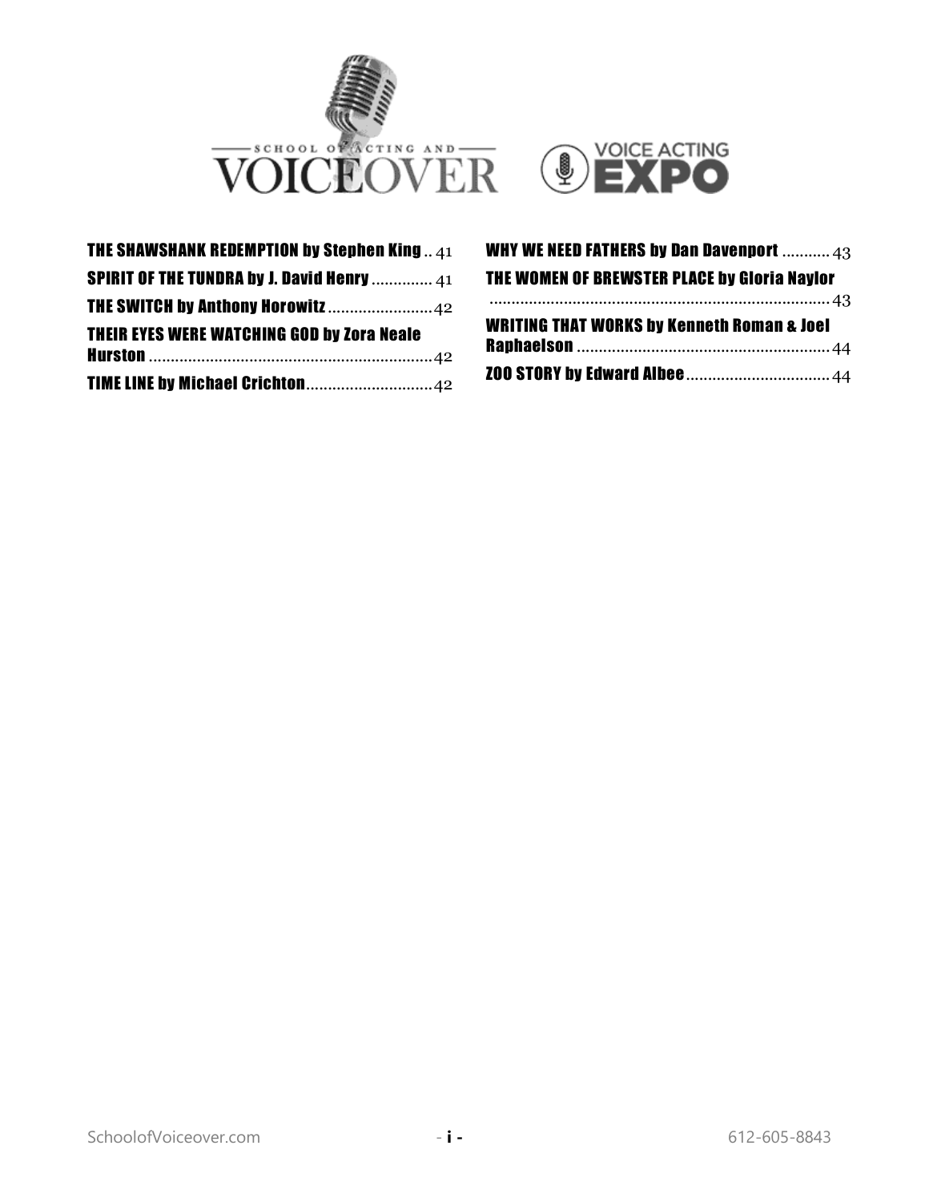THE SHAWSHANK REDEMPTION by Stephen King .. 41

SPIRIT OF THE TUNDRA by J. David Henry .............. 41

THE SWITCH by Anthony Horowitz ........................ 42

THEIR EYES WERE WATCHING GOD by Zora Neale Hurston ................................................................. 42

TIME LINE by Michael Crichton............................. 42

WHY WE NEED FATHERS by Dan Davenport ........... 43

THE WOMEN OF BREWSTER PLACE by Gloria Naylor ............................................................................ 43

WRITING THAT WORKS by Kenneth Roman & Joel Raphaelson ......................................................... 44

ZOO STORY by Edward Albee ................................ 44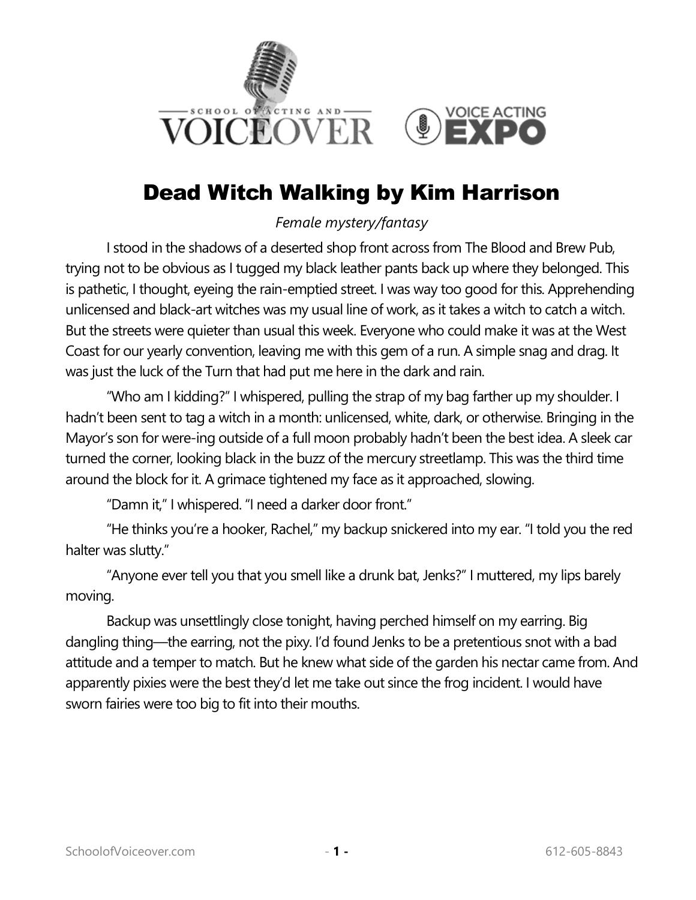# Dead Witch Walking by Kim Harrison

*Female mystery/fantasy*

I stood in the shadows of a deserted shop front across from The Blood and Brew Pub, trying not to be obvious as I tugged my black leather pants back up where they belonged. This is pathetic, I thought, eyeing the rain-emptied street. I was way too good for this. Apprehending unlicensed and black-art witches was my usual line of work, as it takes a witch to catch a witch. But the streets were quieter than usual this week. Everyone who could make it was at the West Coast for our yearly convention, leaving me with this gem of a run. A simple snag and drag. It was just the luck of the Turn that had put me here in the dark and rain.

"Who am I kidding?" I whispered, pulling the strap of my bag farther up my shoulder. I hadn't been sent to tag a witch in a month: unlicensed, white, dark, or otherwise. Bringing in the Mayor's son for were-ing outside of a full moon probably hadn't been the best idea. A sleek car turned the corner, looking black in the buzz of the mercury streetlamp. This was the third time around the block for it. A grimace tightened my face as it approached, slowing.

"Damn it," I whispered. "I need a darker door front."

"He thinks you're a hooker, Rachel," my backup snickered into my ear. "I told you the red halter was slutty."

"Anyone ever tell you that you smell like a drunk bat, Jenks?" I muttered, my lips barely moving.

Backup was unsettlingly close tonight, having perched himself on my earring. Big dangling thing—the earring, not the pixy. I'd found Jenks to be a pretentious snot with a bad attitude and a temper to match. But he knew what side of the garden his nectar came from. And apparently pixies were the best they'd let me take out since the frog incident. I would have sworn fairies were too big to fit into their mouths.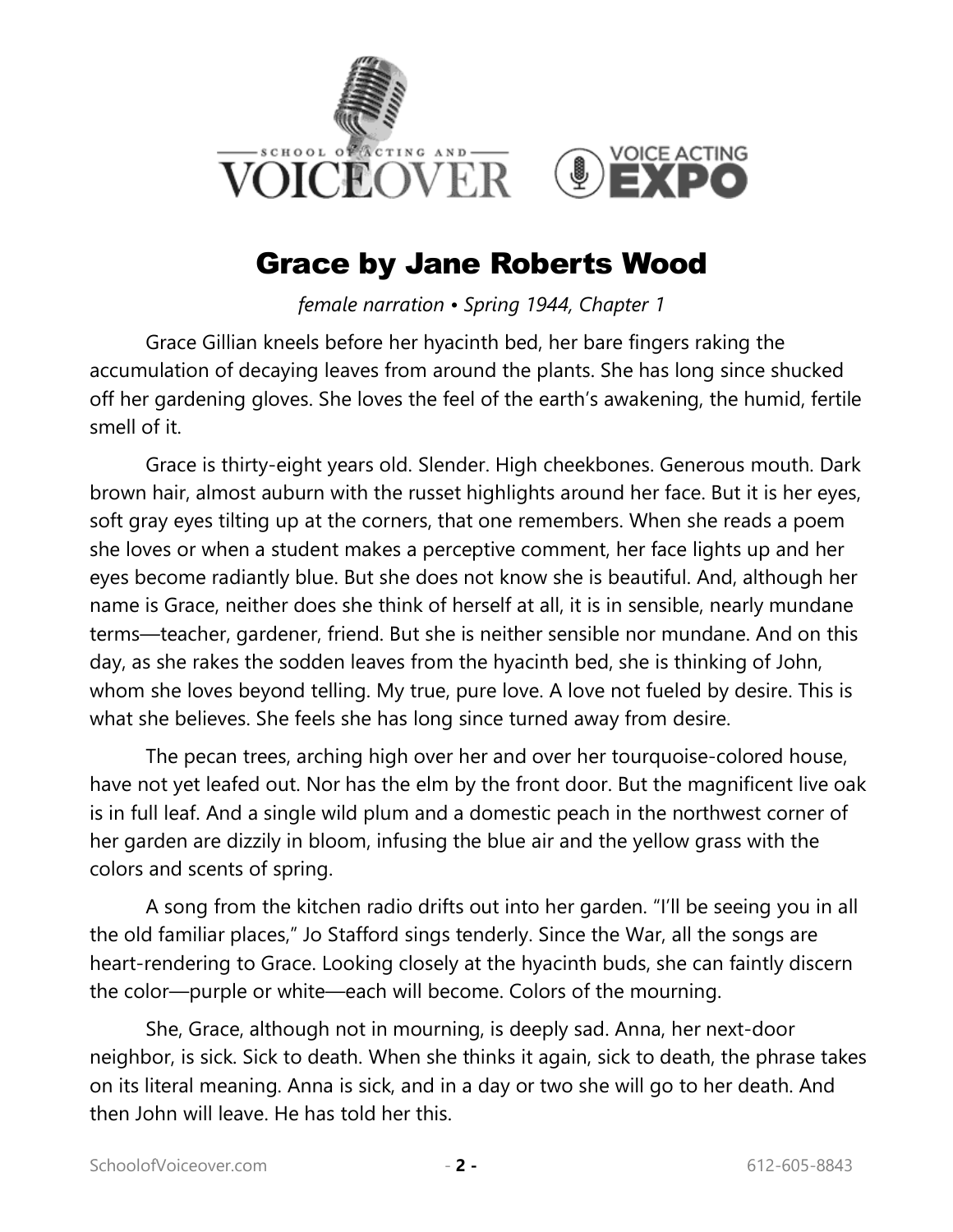# Grace by Jane Roberts Wood

*female narration • Spring 1944, Chapter 1*

Grace Gillian kneels before her hyacinth bed, her bare fingers raking the accumulation of decaying leaves from around the plants. She has long since shucked off her gardening gloves. She loves the feel of the earth's awakening, the humid, fertile smell of it.

Grace is thirty-eight years old. Slender. High cheekbones. Generous mouth. Dark brown hair, almost auburn with the russet highlights around her face. But it is her eyes, soft gray eyes tilting up at the corners, that one remembers. When she reads a poem she loves or when a student makes a perceptive comment, her face lights up and her eyes become radiantly blue. But she does not know she is beautiful. And, although her name is Grace, neither does she think of herself at all, it is in sensible, nearly mundane terms—teacher, gardener, friend. But she is neither sensible nor mundane. And on this day, as she rakes the sodden leaves from the hyacinth bed, she is thinking of John, whom she loves beyond telling. My true, pure love. A love not fueled by desire. This is what she believes. She feels she has long since turned away from desire.

The pecan trees, arching high over her and over her tourquoise-colored house, have not yet leafed out. Nor has the elm by the front door. But the magnificent live oak is in full leaf. And a single wild plum and a domestic peach in the northwest corner of her garden are dizzily in bloom, infusing the blue air and the yellow grass with the colors and scents of spring.

A song from the kitchen radio drifts out into her garden. "I'll be seeing you in all the old familiar places," Jo Stafford sings tenderly. Since the War, all the songs are heart-rendering to Grace. Looking closely at the hyacinth buds, she can faintly discern the color—purple or white—each will become. Colors of the mourning.

She, Grace, although not in mourning, is deeply sad. Anna, her next-door neighbor, is sick. Sick to death. When she thinks it again, sick to death, the phrase takes on its literal meaning. Anna is sick, and in a day or two she will go to her death. And then John will leave. He has told her this.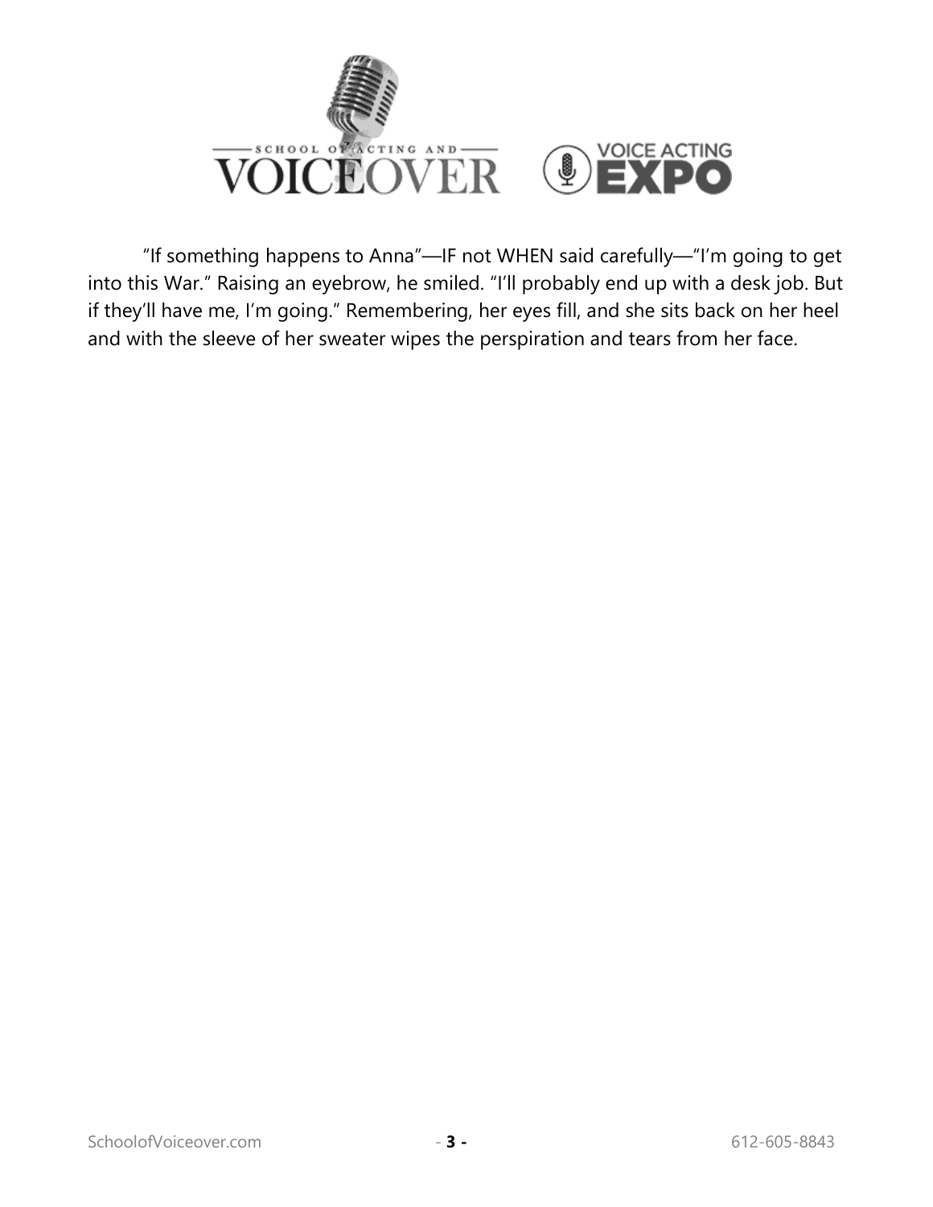"If something happens to Anna"—IF not WHEN said carefully—"I'm going to get into this War." Raising an eyebrow, he smiled. "I'll probably end up with a desk job. But if they'll have me, I'm going." Remembering, her eyes fill, and she sits back on her heel and with the sleeve of her sweater wipes the perspiration and tears from her face.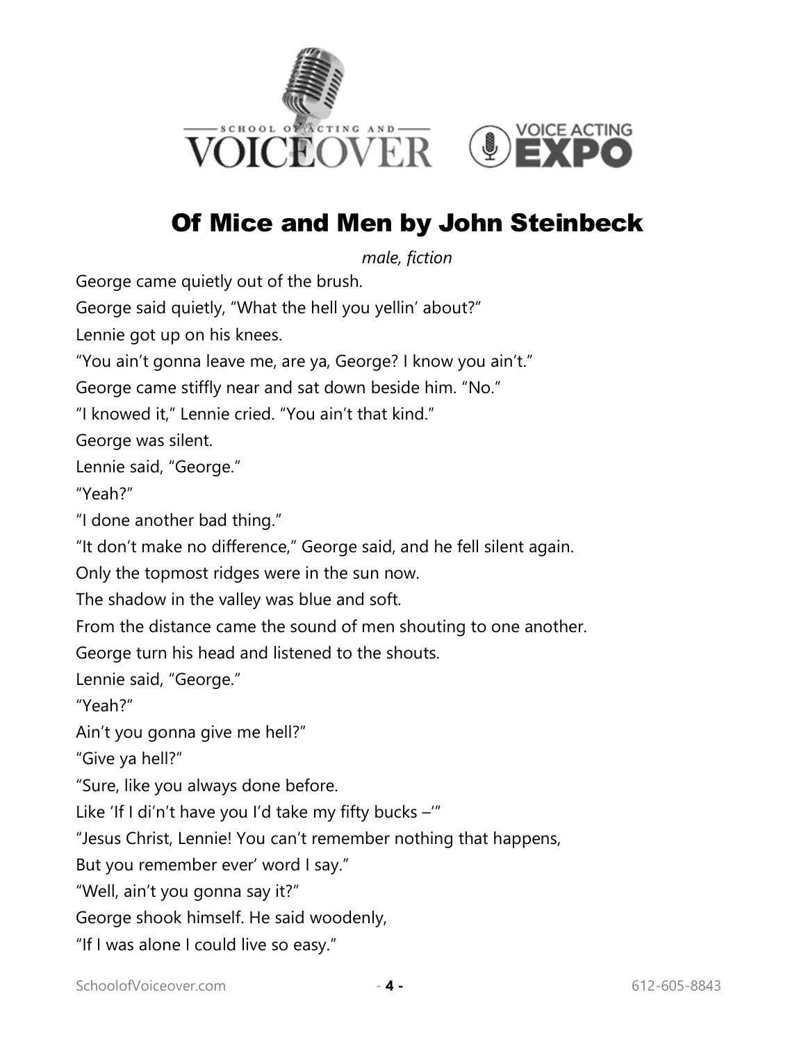# Of Mice and Men by John Steinbeck

*male, fiction*

George came quietly out of the brush.

George said quietly, "What the hell you yellin' about?"

Lennie got up on his knees.

"You ain't gonna leave me, are ya, George? I know you ain't."

George came stiffly near and sat down beside him. "No."

"I knowed it," Lennie cried. "You ain't that kind."

George was silent.

Lennie said, "George."

"Yeah?"

"I done another bad thing."

"It don't make no difference," George said, and he fell silent again.

Only the topmost ridges were in the sun now.

The shadow in the valley was blue and soft.

From the distance came the sound of men shouting to one another.

George turn his head and listened to the shouts.

Lennie said, "George."

"Yeah?"

Ain't you gonna give me hell?"

"Give ya hell?"

"Sure, like you always done before.

Like 'If I di'n't have you I'd take my fifty bucks –'"

"Jesus Christ, Lennie! You can't remember nothing that happens,

But you remember ever' word I say."

"Well, ain't you gonna say it?"

George shook himself. He said woodenly,

"If I was alone I could live so easy."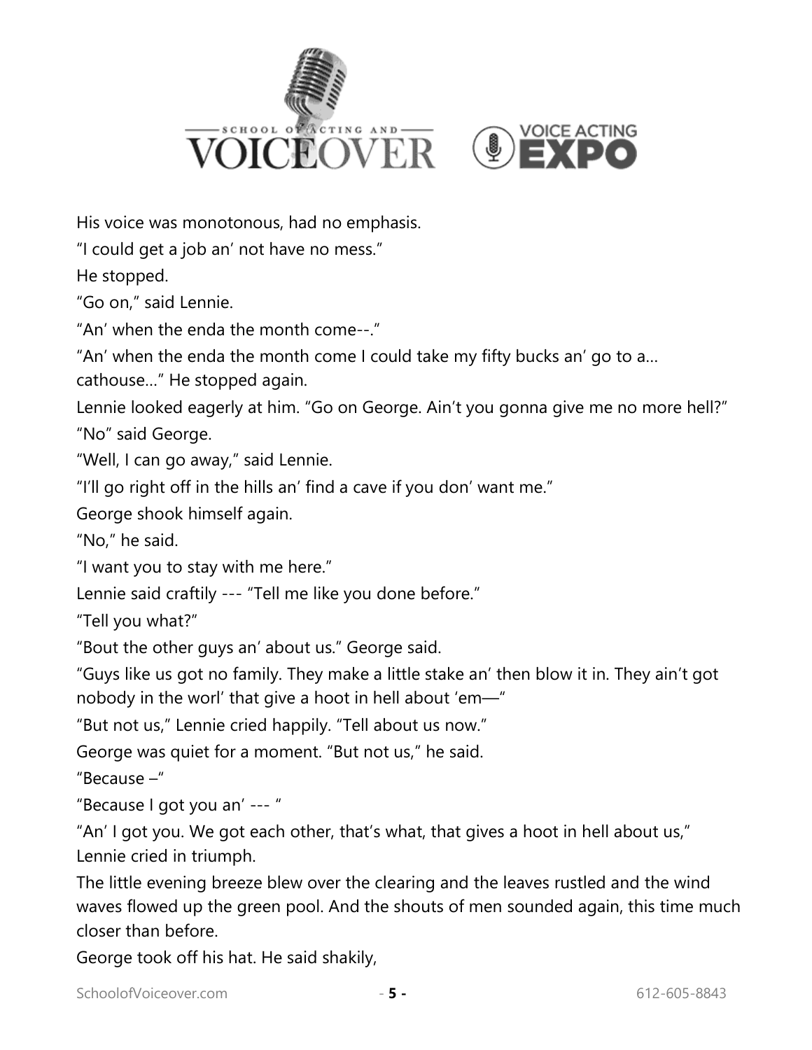His voice was monotonous, had no emphasis.

"I could get a job an' not have no mess."

He stopped.

"Go on," said Lennie.

"An' when the enda the month come--."

"An' when the enda the month come I could take my fifty bucks an' go to a… cathouse…" He stopped again.

Lennie looked eagerly at him. "Go on George. Ain't you gonna give me no more hell?"

"No" said George.

"Well, I can go away," said Lennie.

"I'll go right off in the hills an' find a cave if you don' want me."

George shook himself again.

"No," he said.

"I want you to stay with me here."

Lennie said craftily --- "Tell me like you done before."

"Tell you what?"

"Bout the other guys an' about us." George said.

"Guys like us got no family. They make a little stake an' then blow it in. They ain't got nobody in the worl' that give a hoot in hell about 'em—"

"But not us," Lennie cried happily. "Tell about us now."

George was quiet for a moment. "But not us," he said.

"Because –"

"Because I got you an' --- "

"An' I got you. We got each other, that's what, that gives a hoot in hell about us," Lennie cried in triumph.

The little evening breeze blew over the clearing and the leaves rustled and the wind waves flowed up the green pool. And the shouts of men sounded again, this time much closer than before.

George took off his hat. He said shakily,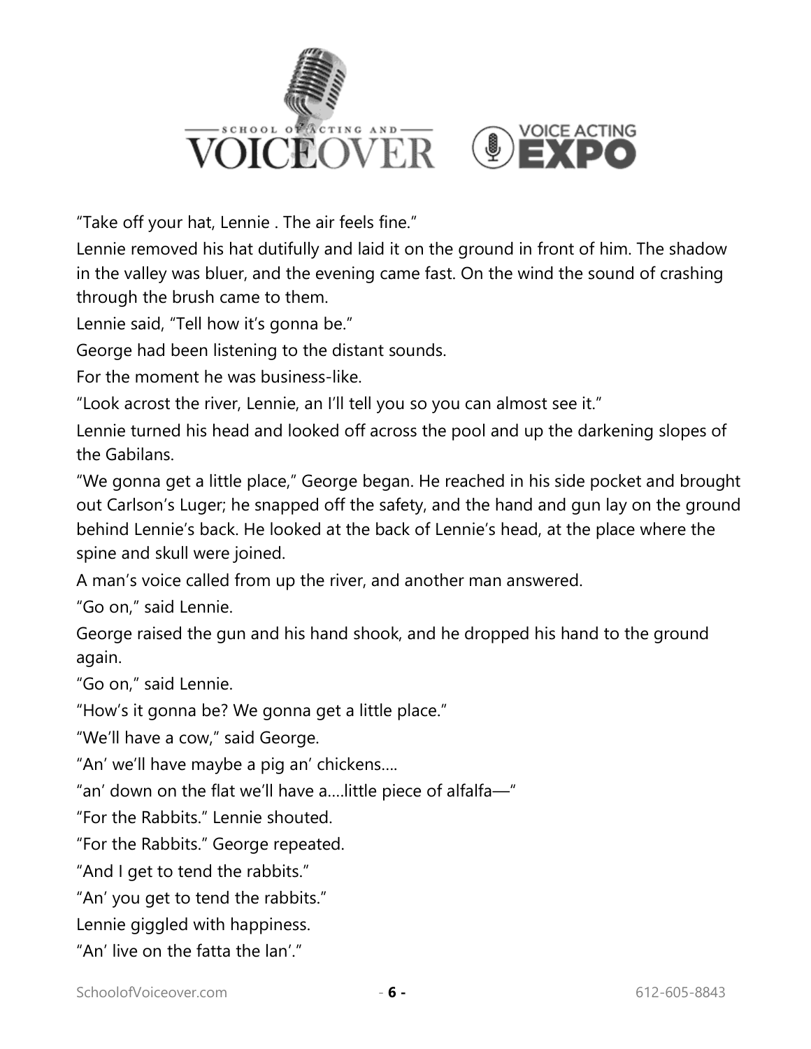"Take off your hat, Lennie . The air feels fine."

Lennie removed his hat dutifully and laid it on the ground in front of him. The shadow in the valley was bluer, and the evening came fast. On the wind the sound of crashing through the brush came to them.

Lennie said, "Tell how it's gonna be."

George had been listening to the distant sounds.

For the moment he was business-like.

"Look acrost the river, Lennie, an I'll tell you so you can almost see it."

Lennie turned his head and looked off across the pool and up the darkening slopes of the Gabilans.

"We gonna get a little place," George began. He reached in his side pocket and brought out Carlson's Luger; he snapped off the safety, and the hand and gun lay on the ground behind Lennie's back. He looked at the back of Lennie's head, at the place where the spine and skull were joined.

A man's voice called from up the river, and another man answered.

"Go on," said Lennie.

George raised the gun and his hand shook, and he dropped his hand to the ground again.

"Go on," said Lennie.

"How's it gonna be? We gonna get a little place."

"We'll have a cow," said George.

"An' we'll have maybe a pig an' chickens….

"an' down on the flat we'll have a….little piece of alfalfa—"

"For the Rabbits." Lennie shouted.

"For the Rabbits." George repeated.

"And I get to tend the rabbits."

"An' you get to tend the rabbits."

Lennie giggled with happiness.

"An' live on the fatta the lan'."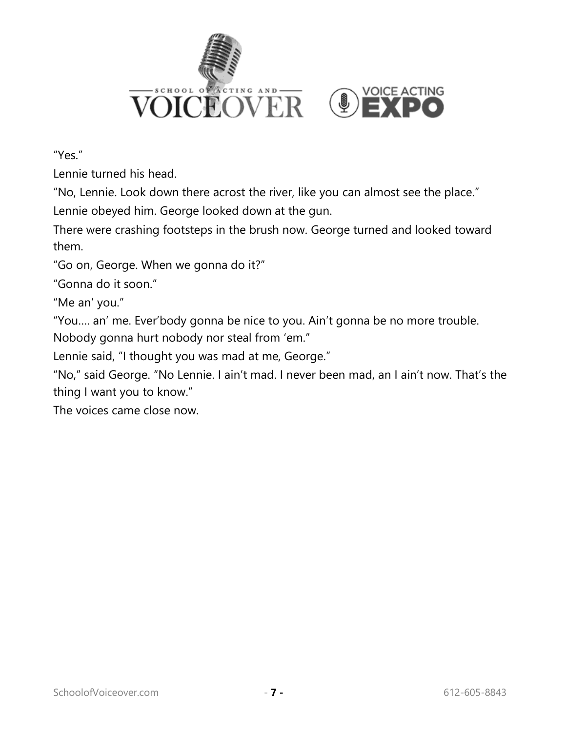"Yes."

Lennie turned his head.

"No, Lennie. Look down there acrost the river, like you can almost see the place."

Lennie obeyed him. George looked down at the gun.

There were crashing footsteps in the brush now. George turned and looked toward them.

"Go on, George. When we gonna do it?"

"Gonna do it soon."

"Me an' you."

"You…. an' me. Ever'body gonna be nice to you. Ain't gonna be no more trouble. Nobody gonna hurt nobody nor steal from 'em."

Lennie said, "I thought you was mad at me, George."

"No," said George. "No Lennie. I ain't mad. I never been mad, an I ain't now. That's the thing I want you to know."

The voices came close now.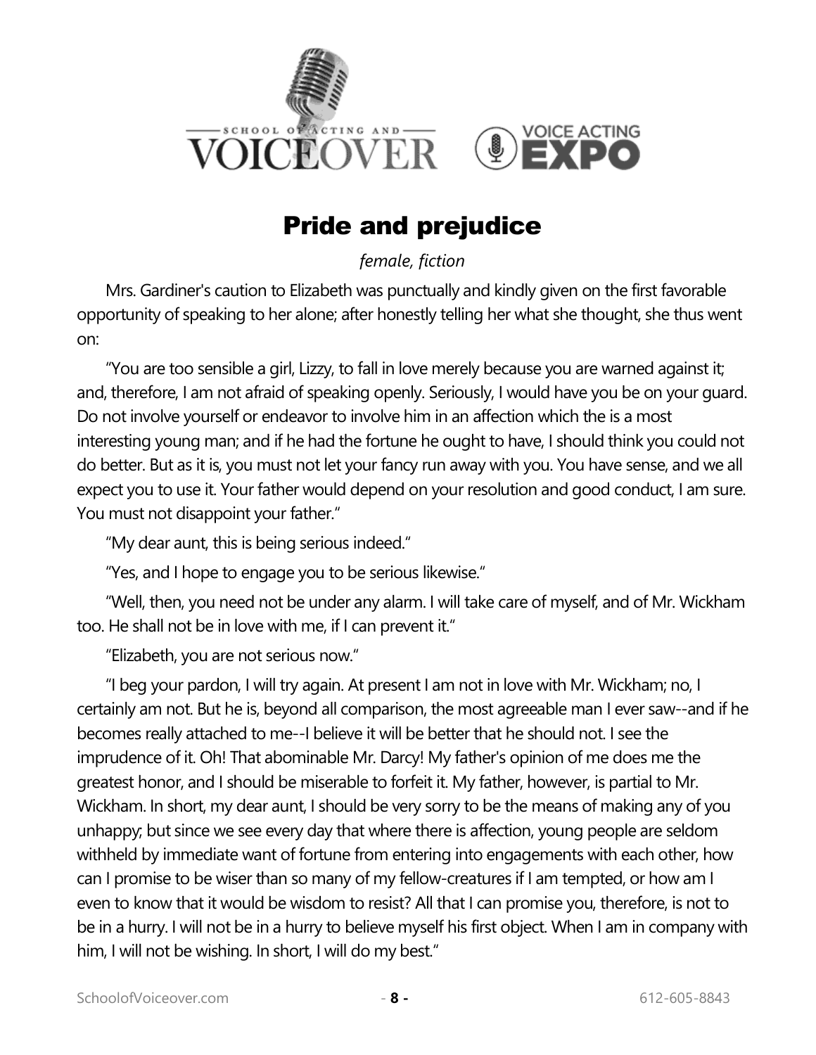# Pride and prejudice

*female, fiction*

Mrs. Gardiner's caution to Elizabeth was punctually and kindly given on the first favorable opportunity of speaking to her alone; after honestly telling her what she thought, she thus went on:

"You are too sensible a girl, Lizzy, to fall in love merely because you are warned against it; and, therefore, I am not afraid of speaking openly. Seriously, I would have you be on your guard. Do not involve yourself or endeavor to involve him in an affection which the is a most interesting young man; and if he had the fortune he ought to have, I should think you could not do better. But as it is, you must not let your fancy run away with you. You have sense, and we all expect you to use it. Your father would depend on your resolution and good conduct, I am sure. You must not disappoint your father."

"My dear aunt, this is being serious indeed."

"Yes, and I hope to engage you to be serious likewise."

"Well, then, you need not be under any alarm. I will take care of myself, and of Mr. Wickham too. He shall not be in love with me, if I can prevent it."

"Elizabeth, you are not serious now."

"I beg your pardon, I will try again. At present I am not in love with Mr. Wickham; no, I certainly am not. But he is, beyond all comparison, the most agreeable man I ever saw--and if he becomes really attached to me--I believe it will be better that he should not. I see the imprudence of it. Oh! That abominable Mr. Darcy! My father's opinion of me does me the greatest honor, and I should be miserable to forfeit it. My father, however, is partial to Mr. Wickham. In short, my dear aunt, I should be very sorry to be the means of making any of you unhappy; but since we see every day that where there is affection, young people are seldom withheld by immediate want of fortune from entering into engagements with each other, how can I promise to be wiser than so many of my fellow-creatures if I am tempted, or how am I even to know that it would be wisdom to resist? All that I can promise you, therefore, is not to be in a hurry. I will not be in a hurry to believe myself his first object. When I am in company with him, I will not be wishing. In short, I will do my best."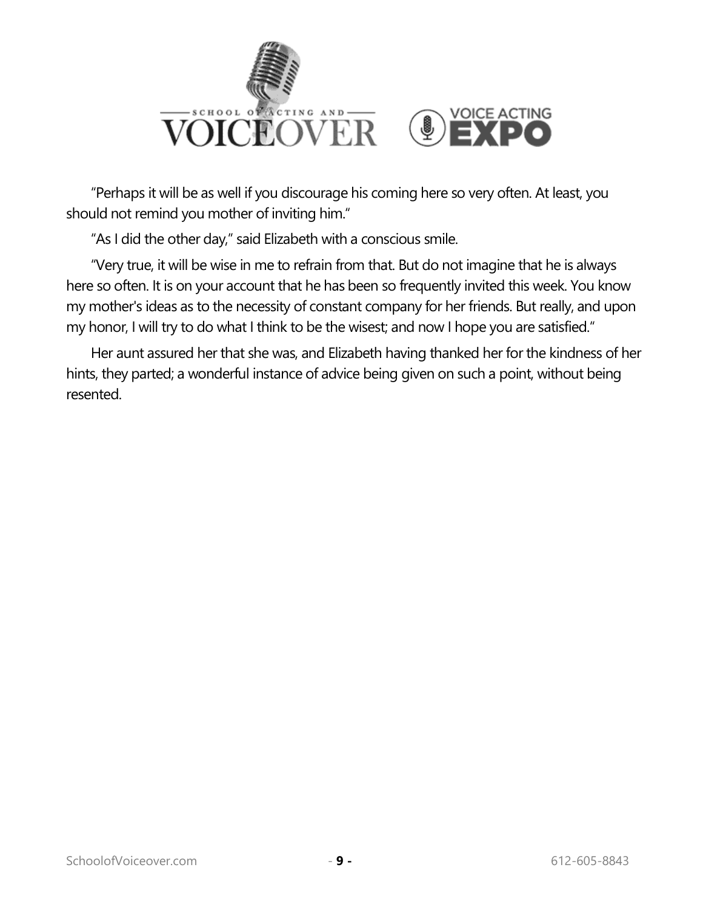"Perhaps it will be as well if you discourage his coming here so very often. At least, you should not remind you mother of inviting him."

"As I did the other day," said Elizabeth with a conscious smile.

"Very true, it will be wise in me to refrain from that. But do not imagine that he is always here so often. It is on your account that he has been so frequently invited this week. You know my mother's ideas as to the necessity of constant company for her friends. But really, and upon my honor, I will try to do what I think to be the wisest; and now I hope you are satisfied."

Her aunt assured her that she was, and Elizabeth having thanked her for the kindness of her hints, they parted; a wonderful instance of advice being given on such a point, without being resented.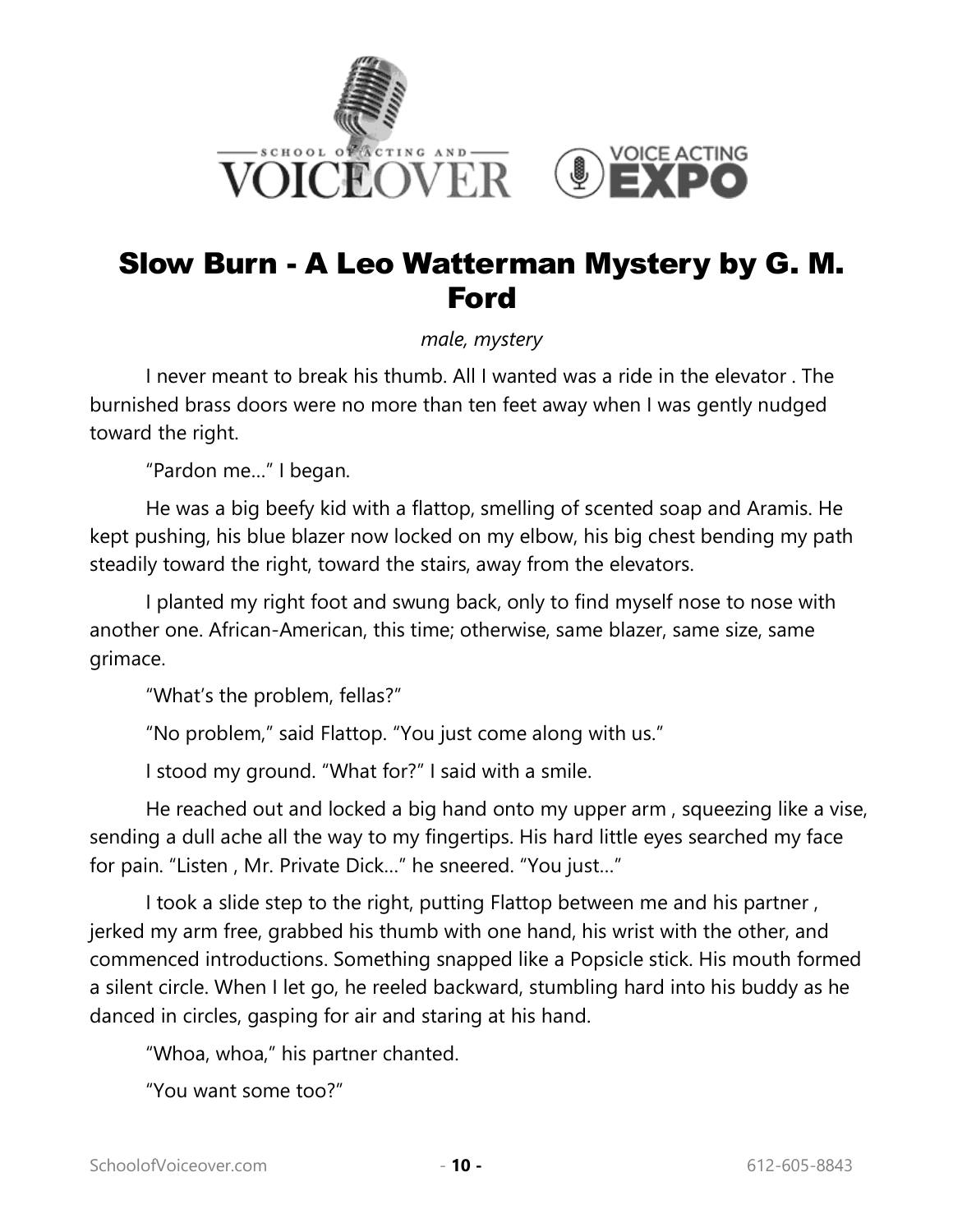# Slow Burn - A Leo Watterman Mystery by G. M. Ford

*male, mystery*

I never meant to break his thumb. All I wanted was a ride in the elevator . The burnished brass doors were no more than ten feet away when I was gently nudged toward the right.

“Pardon me…” I began.

He was a big beefy kid with a flattop, smelling of scented soap and Aramis. He kept pushing, his blue blazer now locked on my elbow, his big chest bending my path steadily toward the right, toward the stairs, away from the elevators.

I planted my right foot and swung back, only to find myself nose to nose with another one. African-American, this time; otherwise, same blazer, same size, same grimace.

“What’s the problem, fellas?”

“No problem,” said Flattop. “You just come along with us.”

I stood my ground. “What for?” I said with a smile.

He reached out and locked a big hand onto my upper arm , squeezing like a vise, sending a dull ache all the way to my fingertips. His hard little eyes searched my face for pain. “Listen , Mr. Private Dick…” he sneered. “You just…”

I took a slide step to the right, putting Flattop between me and his partner , jerked my arm free, grabbed his thumb with one hand, his wrist with the other, and commenced introductions. Something snapped like a Popsicle stick. His mouth formed a silent circle. When I let go, he reeled backward, stumbling hard into his buddy as he danced in circles, gasping for air and staring at his hand.

“Whoa, whoa,” his partner chanted.

“You want some too?”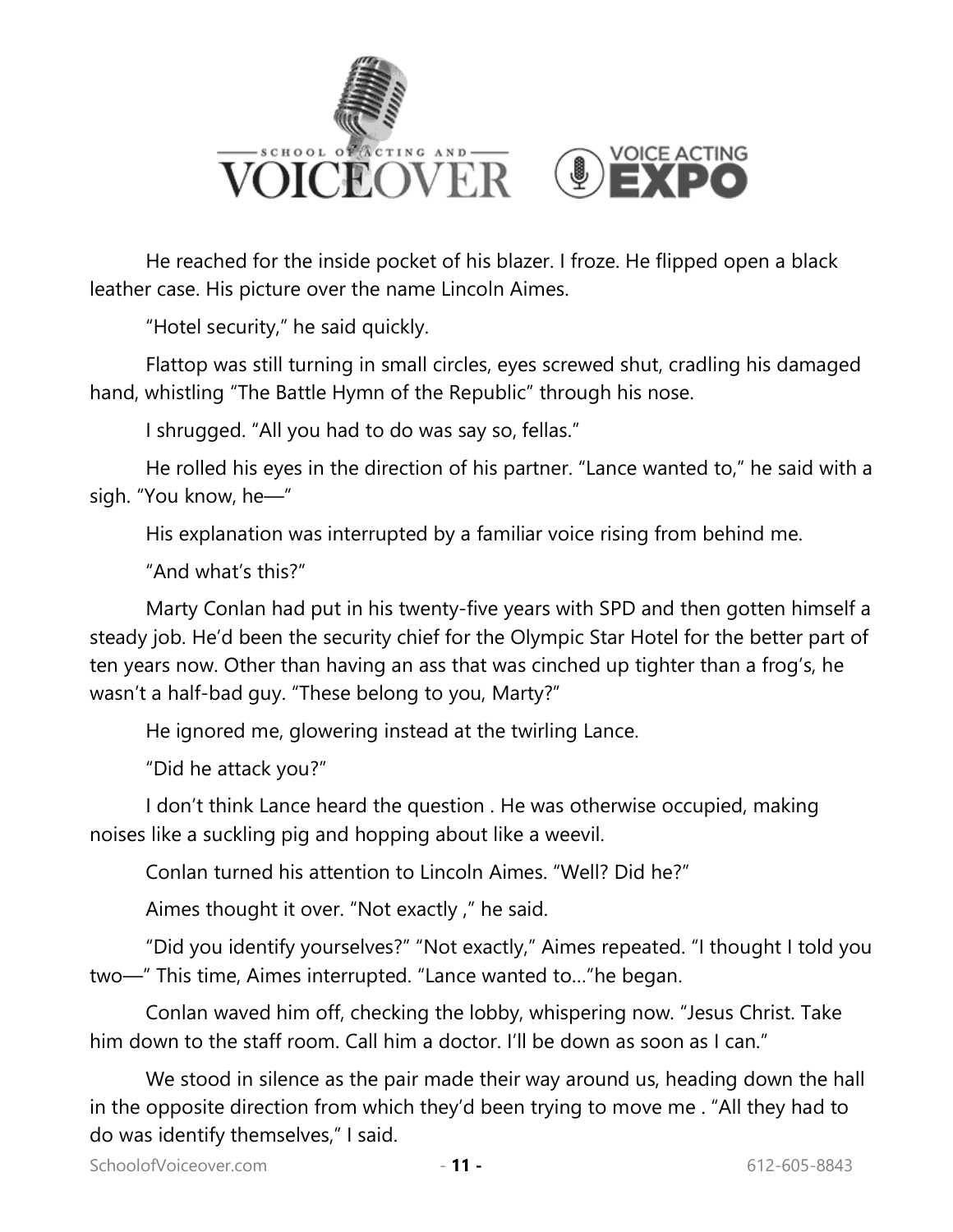He reached for the inside pocket of his blazer. I froze. He flipped open a black leather case. His picture over the name Lincoln Aimes.

"Hotel security," he said quickly.

Flattop was still turning in small circles, eyes screwed shut, cradling his damaged hand, whistling "The Battle Hymn of the Republic" through his nose.

I shrugged. "All you had to do was say so, fellas."

He rolled his eyes in the direction of his partner. "Lance wanted to," he said with a sigh. "You know, he—"

His explanation was interrupted by a familiar voice rising from behind me.

"And what's this?"

Marty Conlan had put in his twenty-five years with SPD and then gotten himself a steady job. He'd been the security chief for the Olympic Star Hotel for the better part of ten years now. Other than having an ass that was cinched up tighter than a frog's, he wasn't a half-bad guy. "These belong to you, Marty?"

He ignored me, glowering instead at the twirling Lance.

"Did he attack you?"

I don't think Lance heard the question . He was otherwise occupied, making noises like a suckling pig and hopping about like a weevil.

Conlan turned his attention to Lincoln Aimes. "Well? Did he?"

Aimes thought it over. "Not exactly ," he said.

"Did you identify yourselves?" "Not exactly," Aimes repeated. "I thought I told you two—" This time, Aimes interrupted. "Lance wanted to…"he began.

Conlan waved him off, checking the lobby, whispering now. "Jesus Christ. Take him down to the staff room. Call him a doctor. I'll be down as soon as I can."

We stood in silence as the pair made their way around us, heading down the hall in the opposite direction from which they'd been trying to move me . "All they had to do was identify themselves," I said.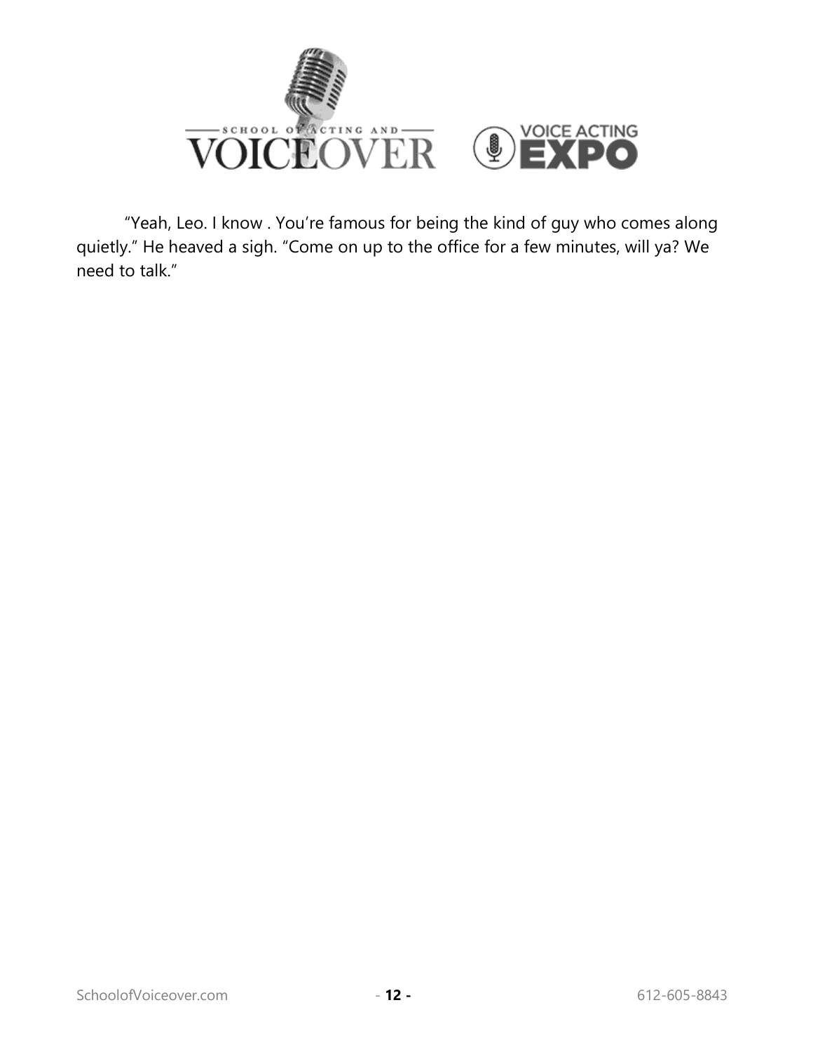"Yeah, Leo. I know . You're famous for being the kind of guy who comes along quietly." He heaved a sigh. "Come on up to the office for a few minutes, will ya? We need to talk."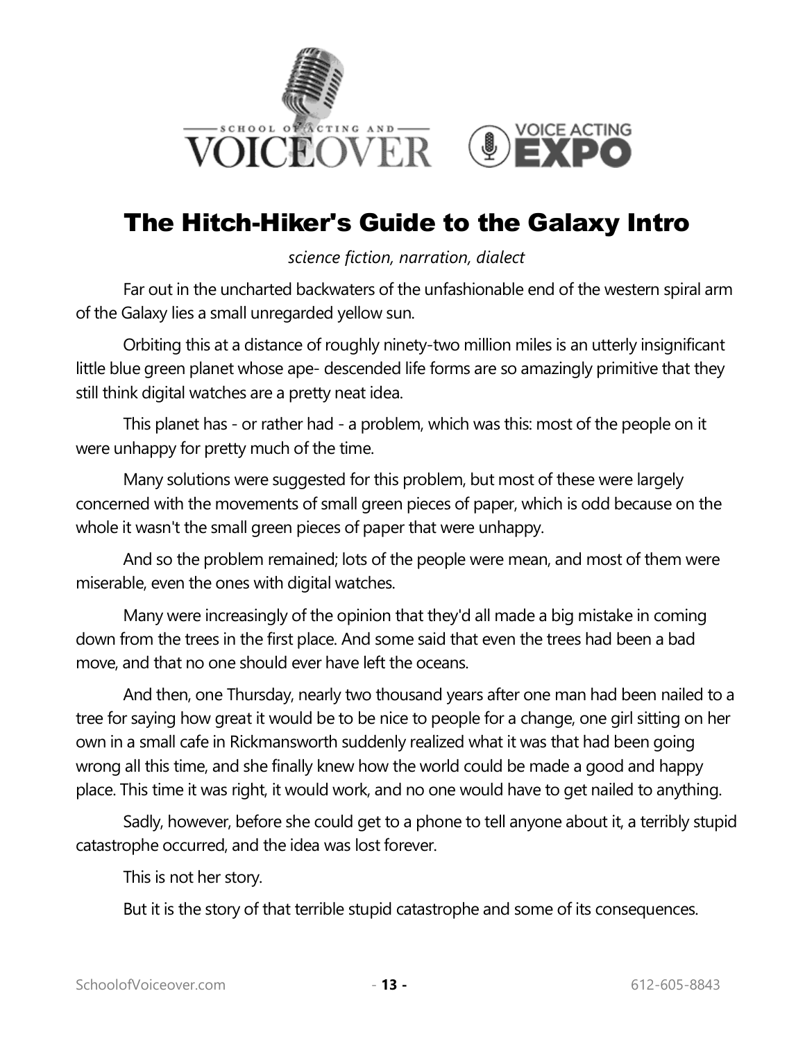# The Hitch-Hiker's Guide to the Galaxy Intro

*science fiction, narration, dialect*

Far out in the uncharted backwaters of the unfashionable end of the western spiral arm of the Galaxy lies a small unregarded yellow sun.

Orbiting this at a distance of roughly ninety-two million miles is an utterly insignificant little blue green planet whose ape- descended life forms are so amazingly primitive that they still think digital watches are a pretty neat idea.

This planet has - or rather had - a problem, which was this: most of the people on it were unhappy for pretty much of the time.

Many solutions were suggested for this problem, but most of these were largely concerned with the movements of small green pieces of paper, which is odd because on the whole it wasn't the small green pieces of paper that were unhappy.

And so the problem remained; lots of the people were mean, and most of them were miserable, even the ones with digital watches.

Many were increasingly of the opinion that they'd all made a big mistake in coming down from the trees in the first place. And some said that even the trees had been a bad move, and that no one should ever have left the oceans.

And then, one Thursday, nearly two thousand years after one man had been nailed to a tree for saying how great it would be to be nice to people for a change, one girl sitting on her own in a small cafe in Rickmansworth suddenly realized what it was that had been going wrong all this time, and she finally knew how the world could be made a good and happy place. This time it was right, it would work, and no one would have to get nailed to anything.

Sadly, however, before she could get to a phone to tell anyone about it, a terribly stupid catastrophe occurred, and the idea was lost forever.

This is not her story.

But it is the story of that terrible stupid catastrophe and some of its consequences.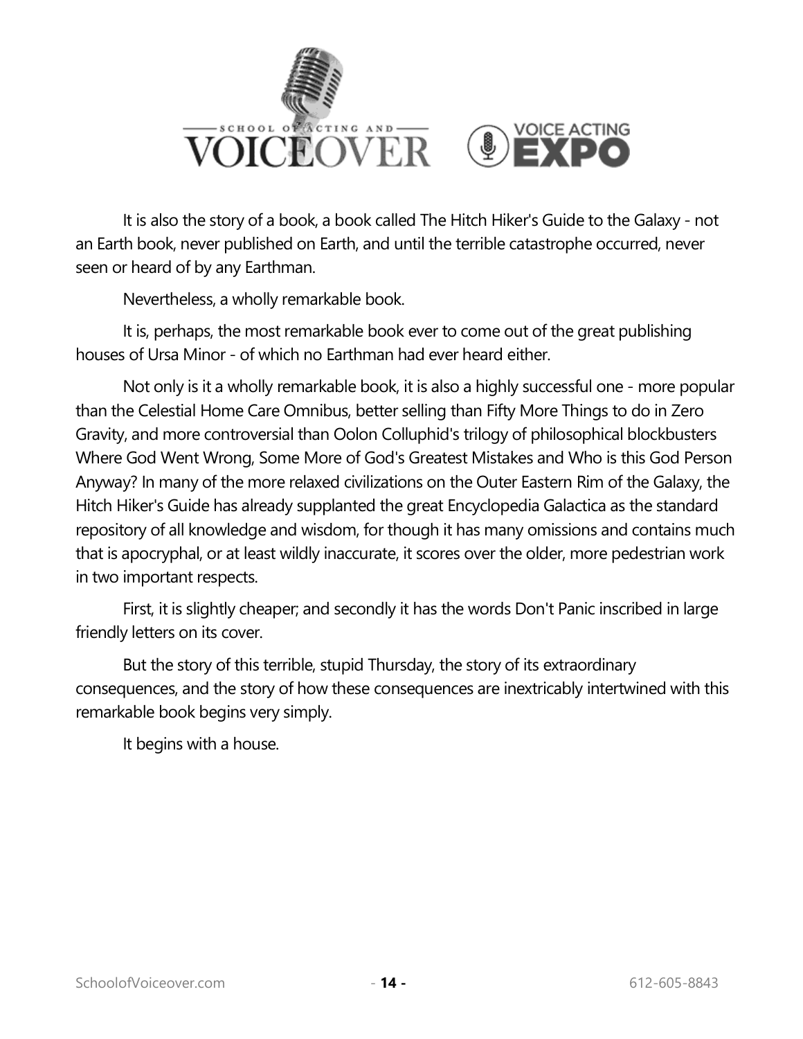It is also the story of a book, a book called The Hitch Hiker's Guide to the Galaxy - not an Earth book, never published on Earth, and until the terrible catastrophe occurred, never seen or heard of by any Earthman.

Nevertheless, a wholly remarkable book.

It is, perhaps, the most remarkable book ever to come out of the great publishing houses of Ursa Minor - of which no Earthman had ever heard either.

Not only is it a wholly remarkable book, it is also a highly successful one - more popular than the Celestial Home Care Omnibus, better selling than Fifty More Things to do in Zero Gravity, and more controversial than Oolon Colluphid's trilogy of philosophical blockbusters Where God Went Wrong, Some More of God's Greatest Mistakes and Who is this God Person Anyway? In many of the more relaxed civilizations on the Outer Eastern Rim of the Galaxy, the Hitch Hiker's Guide has already supplanted the great Encyclopedia Galactica as the standard repository of all knowledge and wisdom, for though it has many omissions and contains much that is apocryphal, or at least wildly inaccurate, it scores over the older, more pedestrian work in two important respects.

First, it is slightly cheaper; and secondly it has the words Don't Panic inscribed in large friendly letters on its cover.

But the story of this terrible, stupid Thursday, the story of its extraordinary consequences, and the story of how these consequences are inextricably intertwined with this remarkable book begins very simply.

It begins with a house.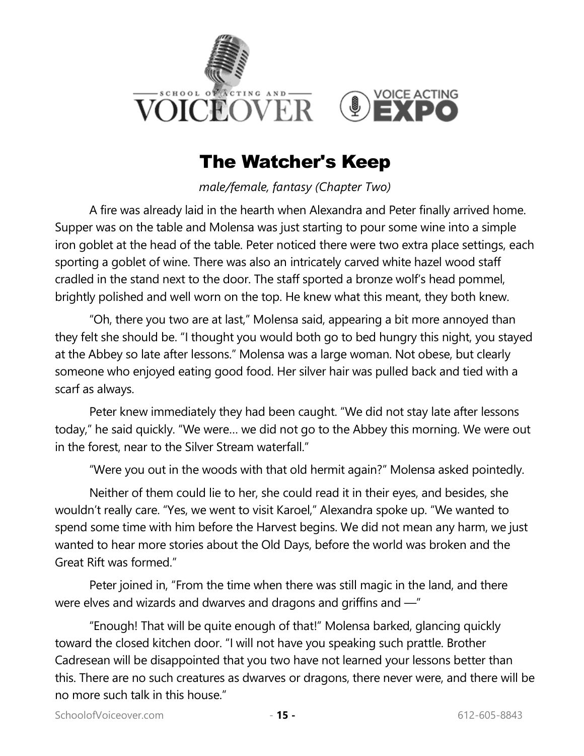# The Watcher's Keep

*male/female, fantasy (Chapter Two)*

A fire was already laid in the hearth when Alexandra and Peter finally arrived home. Supper was on the table and Molensa was just starting to pour some wine into a simple iron goblet at the head of the table. Peter noticed there were two extra place settings, each sporting a goblet of wine. There was also an intricately carved white hazel wood staff cradled in the stand next to the door. The staff sported a bronze wolf's head pommel, brightly polished and well worn on the top. He knew what this meant, they both knew.

"Oh, there you two are at last," Molensa said, appearing a bit more annoyed than they felt she should be. "I thought you would both go to bed hungry this night, you stayed at the Abbey so late after lessons." Molensa was a large woman. Not obese, but clearly someone who enjoyed eating good food. Her silver hair was pulled back and tied with a scarf as always.

Peter knew immediately they had been caught. "We did not stay late after lessons today," he said quickly. "We were… we did not go to the Abbey this morning. We were out in the forest, near to the Silver Stream waterfall."

"Were you out in the woods with that old hermit again?" Molensa asked pointedly.

Neither of them could lie to her, she could read it in their eyes, and besides, she wouldn't really care. "Yes, we went to visit Karoel," Alexandra spoke up. "We wanted to spend some time with him before the Harvest begins. We did not mean any harm, we just wanted to hear more stories about the Old Days, before the world was broken and the Great Rift was formed."

Peter joined in, "From the time when there was still magic in the land, and there were elves and wizards and dwarves and dragons and griffins and —"

"Enough! That will be quite enough of that!" Molensa barked, glancing quickly toward the closed kitchen door. "I will not have you speaking such prattle. Brother Cadresean will be disappointed that you two have not learned your lessons better than this. There are no such creatures as dwarves or dragons, there never were, and there will be no more such talk in this house."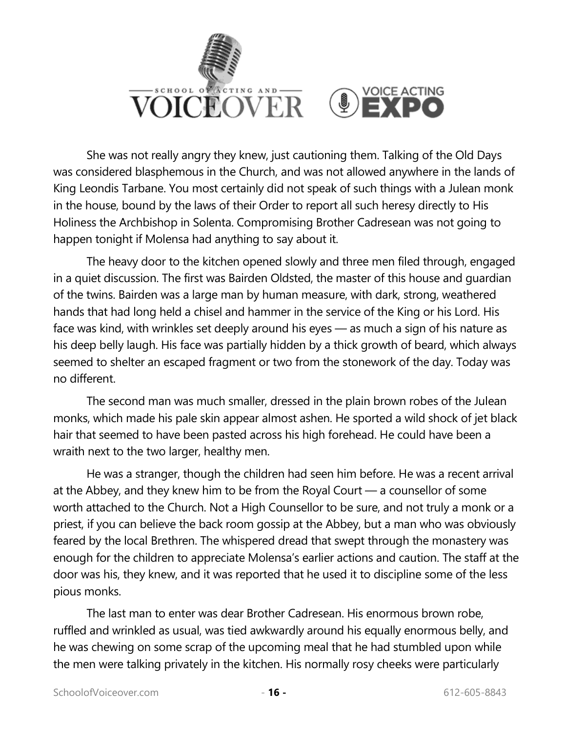She was not really angry they knew, just cautioning them. Talking of the Old Days was considered blasphemous in the Church, and was not allowed anywhere in the lands of King Leondis Tarbane. You most certainly did not speak of such things with a Julean monk in the house, bound by the laws of their Order to report all such heresy directly to His Holiness the Archbishop in Solenta. Compromising Brother Cadresean was not going to happen tonight if Molensa had anything to say about it.

The heavy door to the kitchen opened slowly and three men filed through, engaged in a quiet discussion. The first was Bairden Oldsted, the master of this house and guardian of the twins. Bairden was a large man by human measure, with dark, strong, weathered hands that had long held a chisel and hammer in the service of the King or his Lord. His face was kind, with wrinkles set deeply around his eyes — as much a sign of his nature as his deep belly laugh. His face was partially hidden by a thick growth of beard, which always seemed to shelter an escaped fragment or two from the stonework of the day. Today was no different.

The second man was much smaller, dressed in the plain brown robes of the Julean monks, which made his pale skin appear almost ashen. He sported a wild shock of jet black hair that seemed to have been pasted across his high forehead. He could have been a wraith next to the two larger, healthy men.

He was a stranger, though the children had seen him before. He was a recent arrival at the Abbey, and they knew him to be from the Royal Court — a counsellor of some worth attached to the Church. Not a High Counsellor to be sure, and not truly a monk or a priest, if you can believe the back room gossip at the Abbey, but a man who was obviously feared by the local Brethren. The whispered dread that swept through the monastery was enough for the children to appreciate Molensa's earlier actions and caution. The staff at the door was his, they knew, and it was reported that he used it to discipline some of the less pious monks.

The last man to enter was dear Brother Cadresean. His enormous brown robe, ruffled and wrinkled as usual, was tied awkwardly around his equally enormous belly, and he was chewing on some scrap of the upcoming meal that he had stumbled upon while the men were talking privately in the kitchen. His normally rosy cheeks were particularly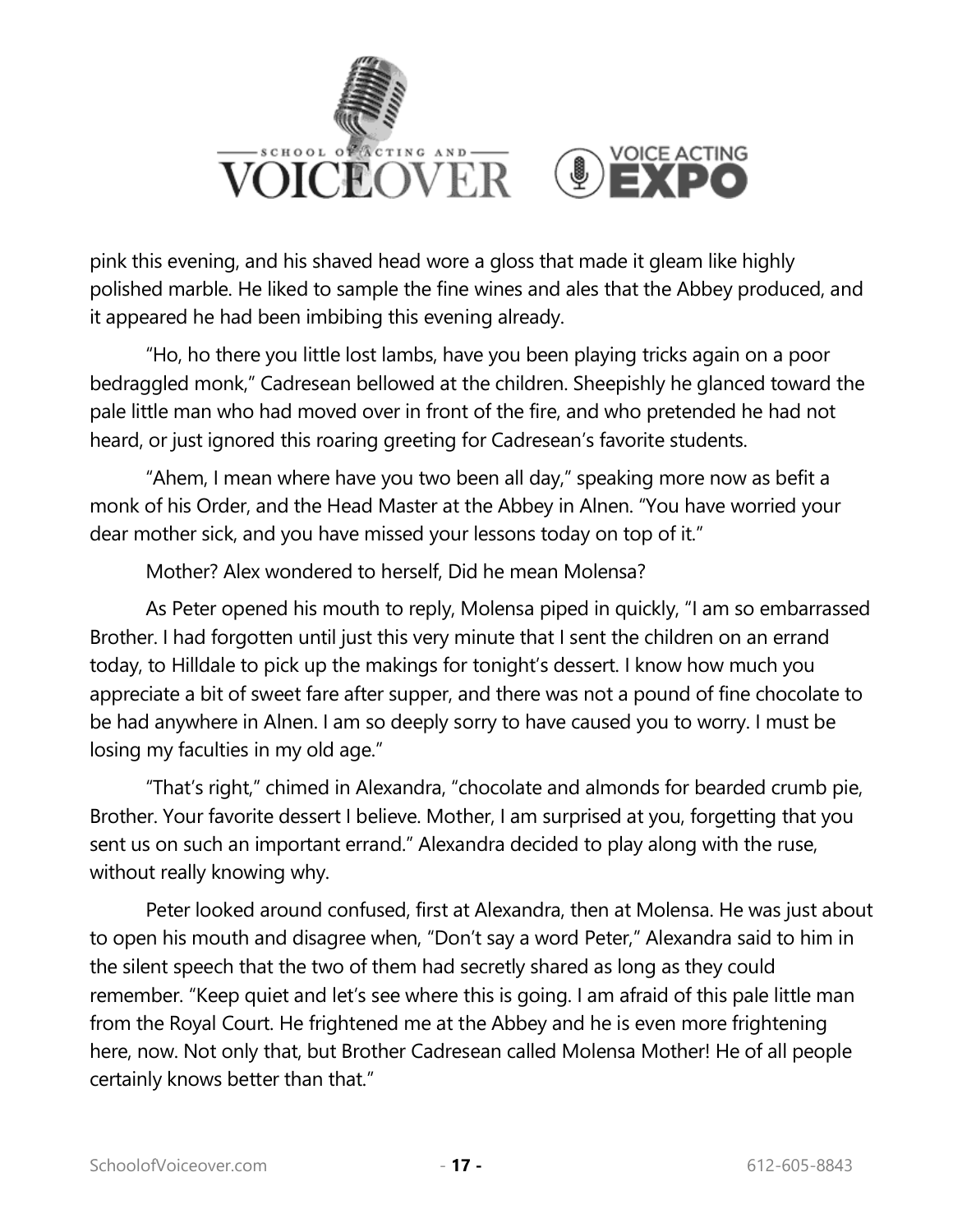pink this evening, and his shaved head wore a gloss that made it gleam like highly polished marble. He liked to sample the fine wines and ales that the Abbey produced, and it appeared he had been imbibing this evening already.

"Ho, ho there you little lost lambs, have you been playing tricks again on a poor bedraggled monk," Cadresean bellowed at the children. Sheepishly he glanced toward the pale little man who had moved over in front of the fire, and who pretended he had not heard, or just ignored this roaring greeting for Cadresean's favorite students.

"Ahem, I mean where have you two been all day," speaking more now as befit a monk of his Order, and the Head Master at the Abbey in Alnen. "You have worried your dear mother sick, and you have missed your lessons today on top of it."

Mother? Alex wondered to herself, Did he mean Molensa?

As Peter opened his mouth to reply, Molensa piped in quickly, "I am so embarrassed Brother. I had forgotten until just this very minute that I sent the children on an errand today, to Hilldale to pick up the makings for tonight's dessert. I know how much you appreciate a bit of sweet fare after supper, and there was not a pound of fine chocolate to be had anywhere in Alnen. I am so deeply sorry to have caused you to worry. I must be losing my faculties in my old age."

"That's right," chimed in Alexandra, "chocolate and almonds for bearded crumb pie, Brother. Your favorite dessert I believe. Mother, I am surprised at you, forgetting that you sent us on such an important errand." Alexandra decided to play along with the ruse, without really knowing why.

Peter looked around confused, first at Alexandra, then at Molensa. He was just about to open his mouth and disagree when, "Don't say a word Peter," Alexandra said to him in the silent speech that the two of them had secretly shared as long as they could remember. "Keep quiet and let's see where this is going. I am afraid of this pale little man from the Royal Court. He frightened me at the Abbey and he is even more frightening here, now. Not only that, but Brother Cadresean called Molensa Mother! He of all people certainly knows better than that."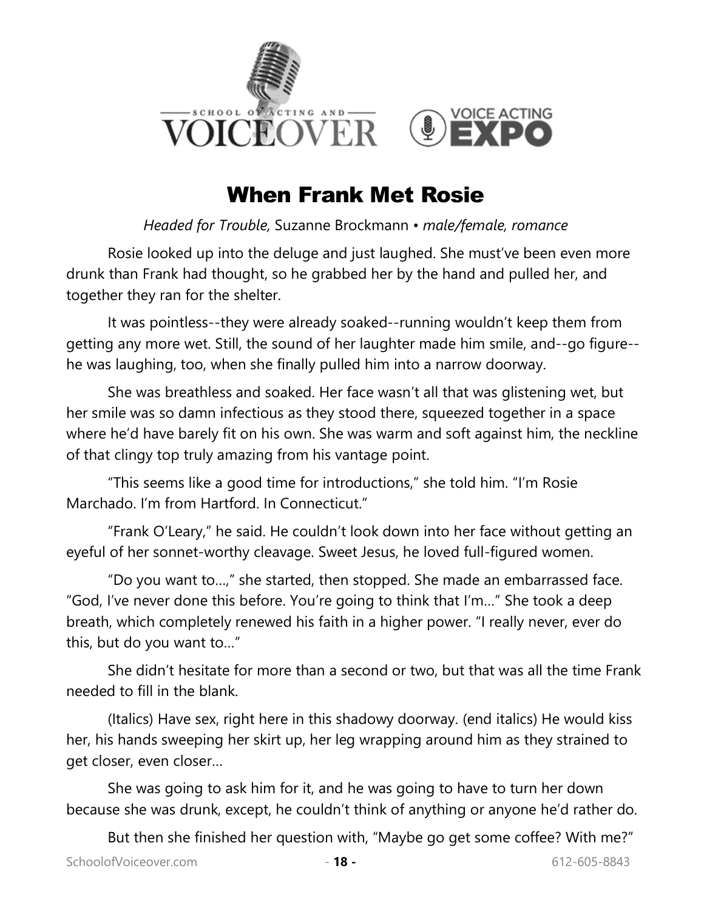# When Frank Met Rosie

*Headed for Trouble,* Suzanne Brockmann • *male/female, romance*

Rosie looked up into the deluge and just laughed. She must've been even more drunk than Frank had thought, so he grabbed her by the hand and pulled her, and together they ran for the shelter.

It was pointless--they were already soaked--running wouldn't keep them from getting any more wet. Still, the sound of her laughter made him smile, and--go figure--he was laughing, too, when she finally pulled him into a narrow doorway.

She was breathless and soaked. Her face wasn't all that was glistening wet, but her smile was so damn infectious as they stood there, squeezed together in a space where he'd have barely fit on his own. She was warm and soft against him, the neckline of that clingy top truly amazing from his vantage point.

"This seems like a good time for introductions," she told him. "I'm Rosie Marchado. I'm from Hartford. In Connecticut."

"Frank O'Leary," he said. He couldn't look down into her face without getting an eyeful of her sonnet-worthy cleavage. Sweet Jesus, he loved full-figured women.

"Do you want to...," she started, then stopped. She made an embarrassed face. "God, I've never done this before. You're going to think that I'm..." She took a deep breath, which completely renewed his faith in a higher power. "I really never, ever do this, but do you want to..."

She didn't hesitate for more than a second or two, but that was all the time Frank needed to fill in the blank.

(Italics) Have sex, right here in this shadowy doorway. (end italics) He would kiss her, his hands sweeping her skirt up, her leg wrapping around him as they strained to get closer, even closer...

She was going to ask him for it, and he was going to have to turn her down because she was drunk, except, he couldn't think of anything or anyone he'd rather do.

But then she finished her question with, "Maybe go get some coffee? With me?"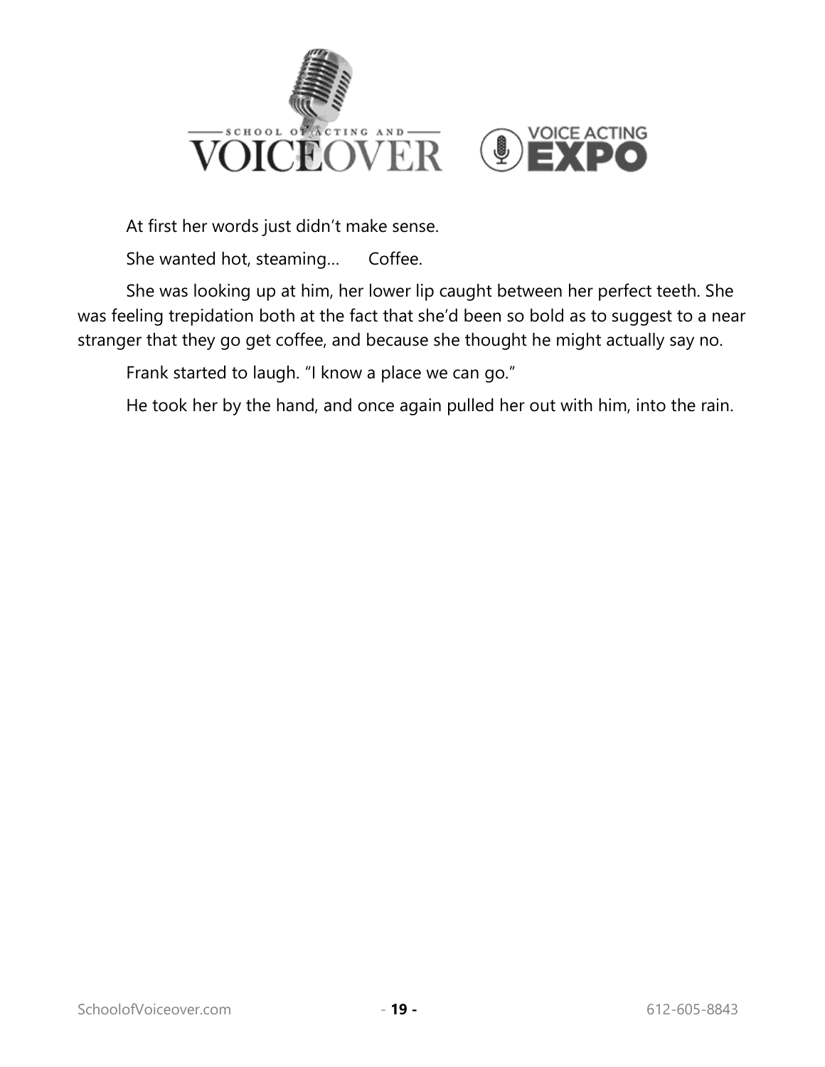At first her words just didn't make sense.

She wanted hot, steaming… Coffee.

She was looking up at him, her lower lip caught between her perfect teeth. She was feeling trepidation both at the fact that she'd been so bold as to suggest to a near stranger that they go get coffee, and because she thought he might actually say no.

Frank started to laugh. "I know a place we can go."

He took her by the hand, and once again pulled her out with him, into the rain.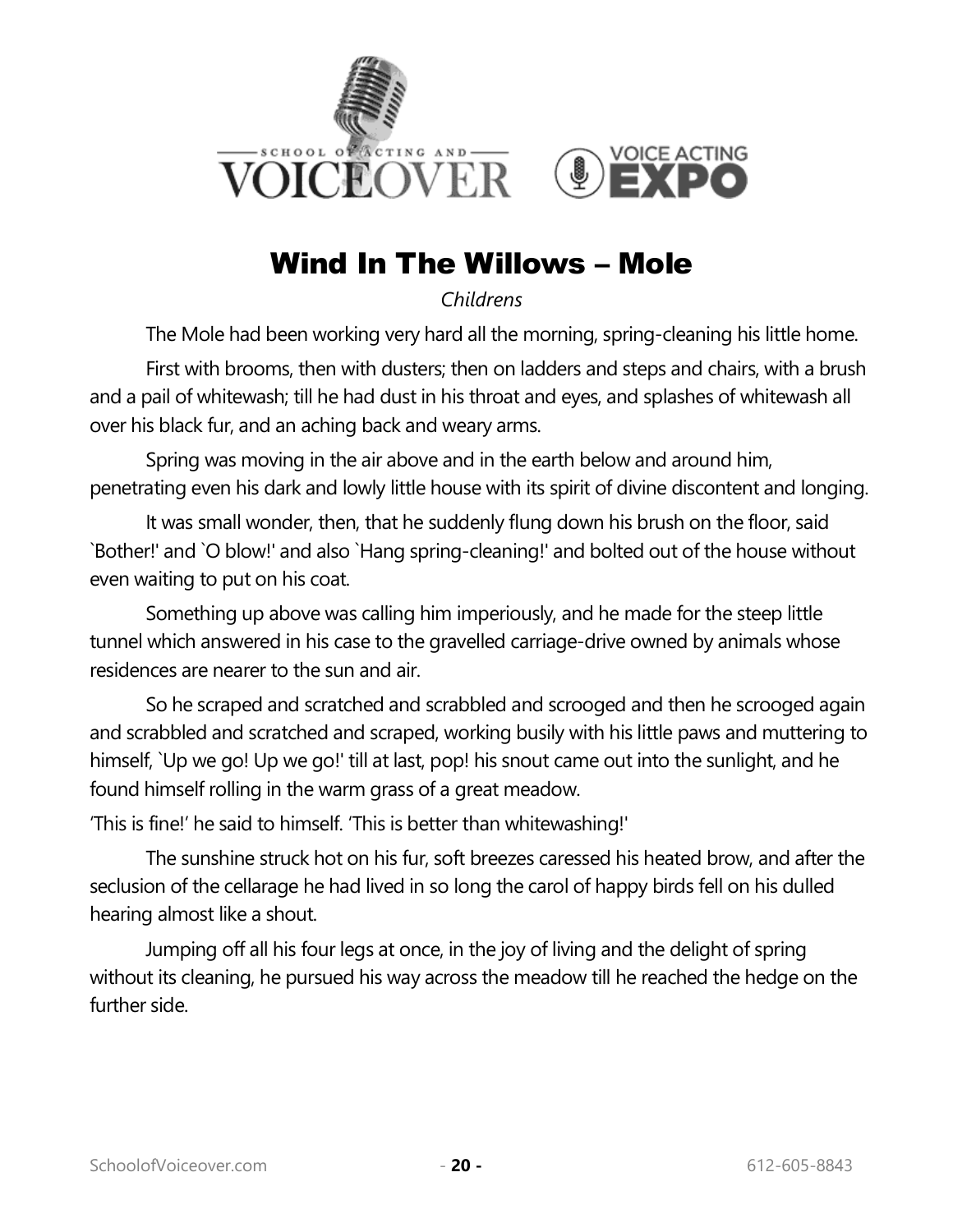# Wind In The Willows – Mole

*Childrens*

The Mole had been working very hard all the morning, spring-cleaning his little home.

First with brooms, then with dusters; then on ladders and steps and chairs, with a brush and a pail of whitewash; till he had dust in his throat and eyes, and splashes of whitewash all over his black fur, and an aching back and weary arms.

Spring was moving in the air above and in the earth below and around him, penetrating even his dark and lowly little house with its spirit of divine discontent and longing.

It was small wonder, then, that he suddenly flung down his brush on the floor, said `Bother!' and `O blow!' and also `Hang spring-cleaning!' and bolted out of the house without even waiting to put on his coat.

Something up above was calling him imperiously, and he made for the steep little tunnel which answered in his case to the gravelled carriage-drive owned by animals whose residences are nearer to the sun and air.

So he scraped and scratched and scrabbled and scrooged and then he scrooged again and scrabbled and scratched and scraped, working busily with his little paws and muttering to himself, `Up we go! Up we go!' till at last, pop! his snout came out into the sunlight, and he found himself rolling in the warm grass of a great meadow.

'This is fine!' he said to himself. 'This is better than whitewashing!'

The sunshine struck hot on his fur, soft breezes caressed his heated brow, and after the seclusion of the cellarage he had lived in so long the carol of happy birds fell on his dulled hearing almost like a shout.

Jumping off all his four legs at once, in the joy of living and the delight of spring without its cleaning, he pursued his way across the meadow till he reached the hedge on the further side.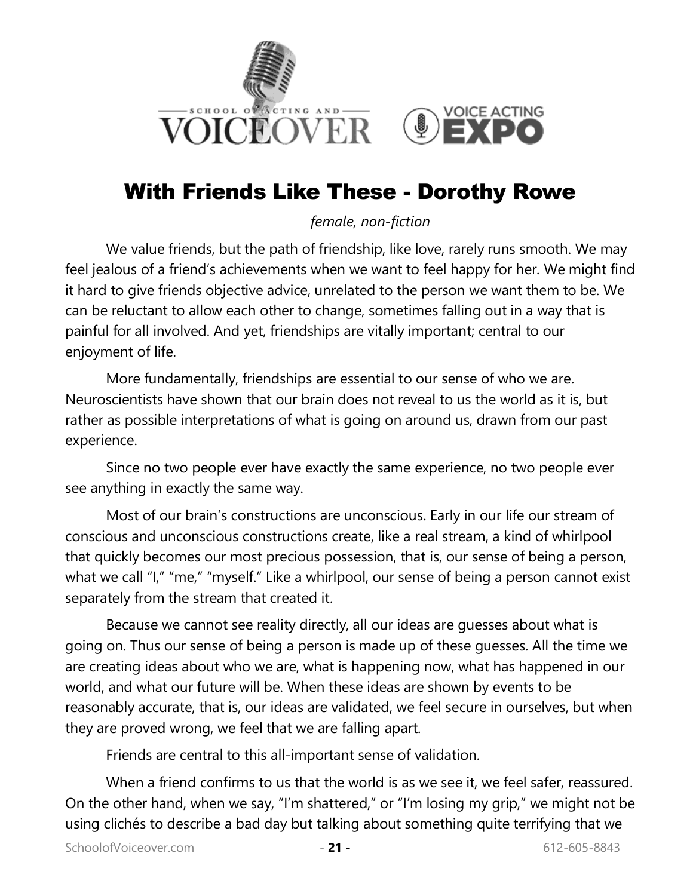# With Friends Like These - Dorothy Rowe

*female, non-fiction*

We value friends, but the path of friendship, like love, rarely runs smooth. We may feel jealous of a friend's achievements when we want to feel happy for her. We might find it hard to give friends objective advice, unrelated to the person we want them to be. We can be reluctant to allow each other to change, sometimes falling out in a way that is painful for all involved. And yet, friendships are vitally important; central to our enjoyment of life.

More fundamentally, friendships are essential to our sense of who we are. Neuroscientists have shown that our brain does not reveal to us the world as it is, but rather as possible interpretations of what is going on around us, drawn from our past experience.

Since no two people ever have exactly the same experience, no two people ever see anything in exactly the same way.

Most of our brain's constructions are unconscious. Early in our life our stream of conscious and unconscious constructions create, like a real stream, a kind of whirlpool that quickly becomes our most precious possession, that is, our sense of being a person, what we call "I," "me," "myself." Like a whirlpool, our sense of being a person cannot exist separately from the stream that created it.

Because we cannot see reality directly, all our ideas are guesses about what is going on. Thus our sense of being a person is made up of these guesses. All the time we are creating ideas about who we are, what is happening now, what has happened in our world, and what our future will be. When these ideas are shown by events to be reasonably accurate, that is, our ideas are validated, we feel secure in ourselves, but when they are proved wrong, we feel that we are falling apart.

Friends are central to this all-important sense of validation.

When a friend confirms to us that the world is as we see it, we feel safer, reassured. On the other hand, when we say, "I'm shattered," or "I'm losing my grip," we might not be using clichés to describe a bad day but talking about something quite terrifying that we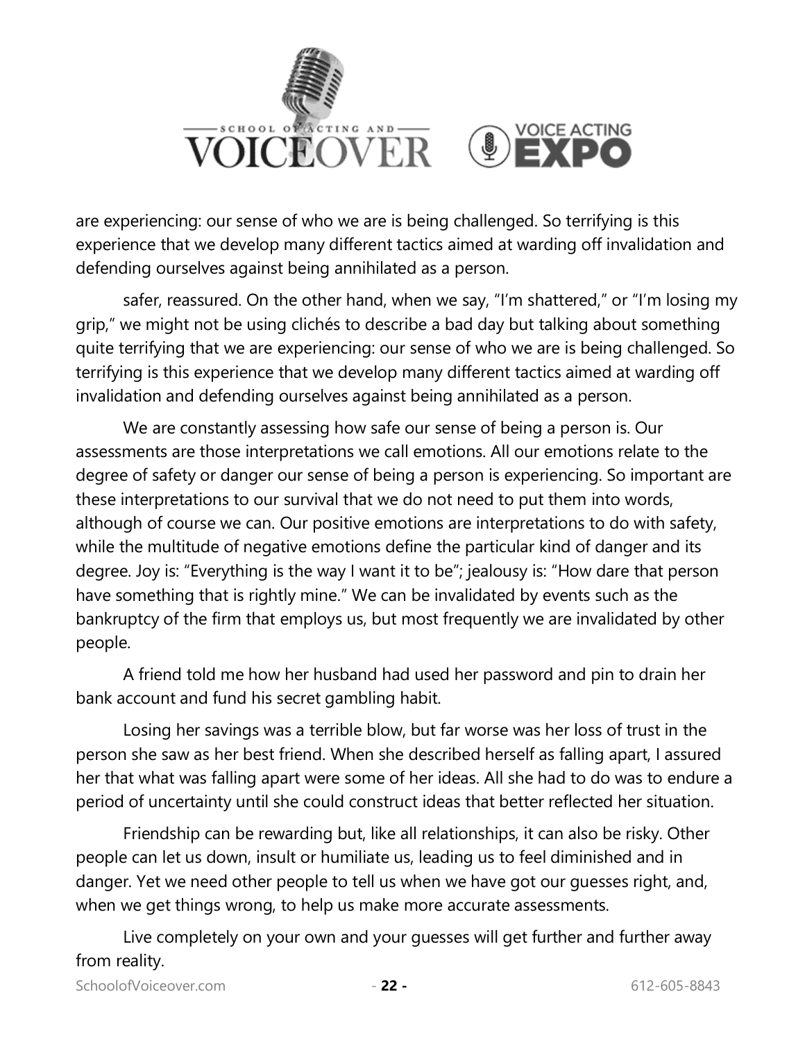are experiencing: our sense of who we are is being challenged. So terrifying is this experience that we develop many different tactics aimed at warding off invalidation and defending ourselves against being annihilated as a person.

safer, reassured. On the other hand, when we say, "I'm shattered," or "I'm losing my grip," we might not be using clichés to describe a bad day but talking about something quite terrifying that we are experiencing: our sense of who we are is being challenged. So terrifying is this experience that we develop many different tactics aimed at warding off invalidation and defending ourselves against being annihilated as a person.

We are constantly assessing how safe our sense of being a person is. Our assessments are those interpretations we call emotions. All our emotions relate to the degree of safety or danger our sense of being a person is experiencing. So important are these interpretations to our survival that we do not need to put them into words, although of course we can. Our positive emotions are interpretations to do with safety, while the multitude of negative emotions define the particular kind of danger and its degree. Joy is: "Everything is the way I want it to be"; jealousy is: "How dare that person have something that is rightly mine." We can be invalidated by events such as the bankruptcy of the firm that employs us, but most frequently we are invalidated by other people.

A friend told me how her husband had used her password and pin to drain her bank account and fund his secret gambling habit.

Losing her savings was a terrible blow, but far worse was her loss of trust in the person she saw as her best friend. When she described herself as falling apart, I assured her that what was falling apart were some of her ideas. All she had to do was to endure a period of uncertainty until she could construct ideas that better reflected her situation.

Friendship can be rewarding but, like all relationships, it can also be risky. Other people can let us down, insult or humiliate us, leading us to feel diminished and in danger. Yet we need other people to tell us when we have got our guesses right, and, when we get things wrong, to help us make more accurate assessments.

Live completely on your own and your guesses will get further and further away from reality.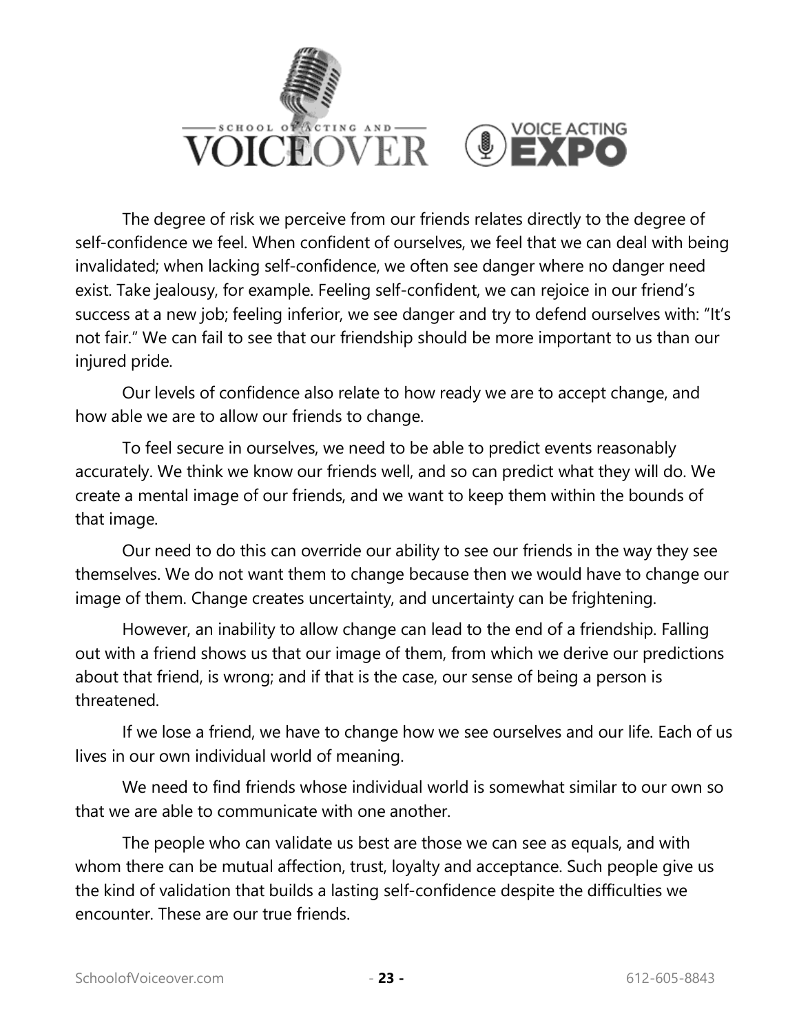The degree of risk we perceive from our friends relates directly to the degree of self-confidence we feel. When confident of ourselves, we feel that we can deal with being invalidated; when lacking self-confidence, we often see danger where no danger need exist. Take jealousy, for example. Feeling self-confident, we can rejoice in our friend's success at a new job; feeling inferior, we see danger and try to defend ourselves with: "It's not fair." We can fail to see that our friendship should be more important to us than our injured pride.

Our levels of confidence also relate to how ready we are to accept change, and how able we are to allow our friends to change.

To feel secure in ourselves, we need to be able to predict events reasonably accurately. We think we know our friends well, and so can predict what they will do. We create a mental image of our friends, and we want to keep them within the bounds of that image.

Our need to do this can override our ability to see our friends in the way they see themselves. We do not want them to change because then we would have to change our image of them. Change creates uncertainty, and uncertainty can be frightening.

However, an inability to allow change can lead to the end of a friendship. Falling out with a friend shows us that our image of them, from which we derive our predictions about that friend, is wrong; and if that is the case, our sense of being a person is threatened.

If we lose a friend, we have to change how we see ourselves and our life. Each of us lives in our own individual world of meaning.

We need to find friends whose individual world is somewhat similar to our own so that we are able to communicate with one another.

The people who can validate us best are those we can see as equals, and with whom there can be mutual affection, trust, loyalty and acceptance. Such people give us the kind of validation that builds a lasting self-confidence despite the difficulties we encounter. These are our true friends.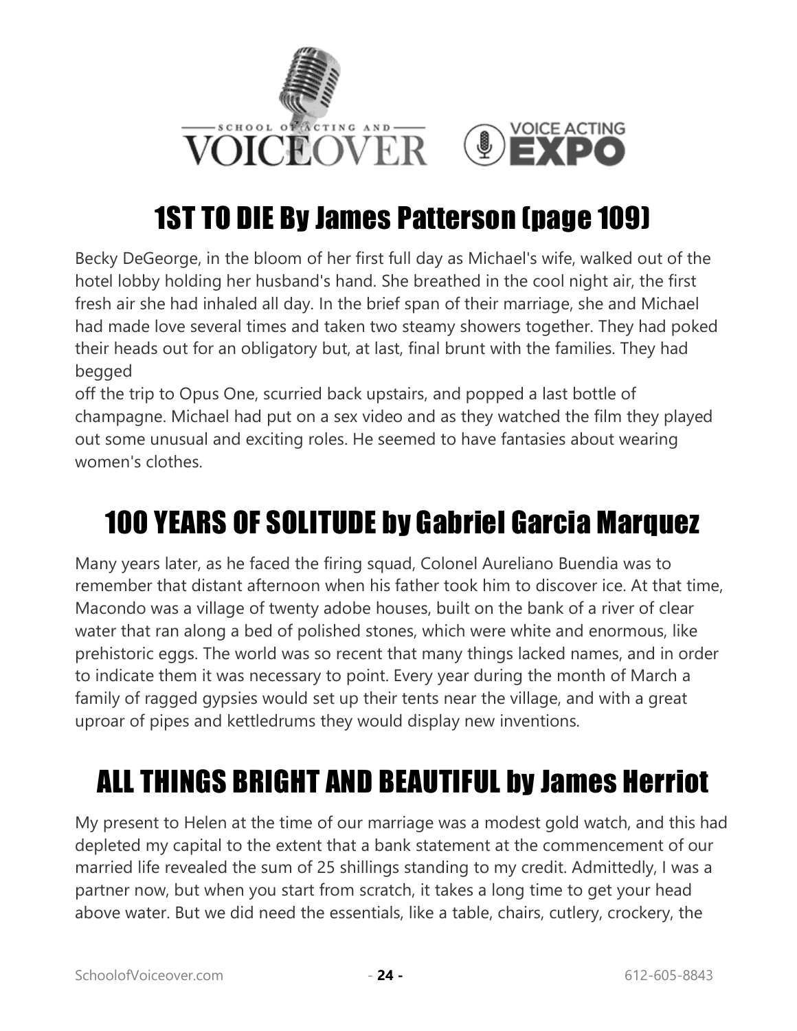## 1ST TO DIE By James Patterson (page 109)

Becky DeGeorge, in the bloom of her first full day as Michael's wife, walked out of the hotel lobby holding her husband's hand. She breathed in the cool night air, the first fresh air she had inhaled all day. In the brief span of their marriage, she and Michael had made love several times and taken two steamy showers together. They had poked their heads out for an obligatory but, at last, final brunt with the families. They had begged
off the trip to Opus One, scurried back upstairs, and popped a last bottle of champagne. Michael had put on a sex video and as they watched the film they played out some unusual and exciting roles. He seemed to have fantasies about wearing women's clothes.

## 100 YEARS OF SOLITUDE by Gabriel Garcia Marquez

Many years later, as he faced the firing squad, Colonel Aureliano Buendia was to remember that distant afternoon when his father took him to discover ice. At that time, Macondo was a village of twenty adobe houses, built on the bank of a river of clear water that ran along a bed of polished stones, which were white and enormous, like prehistoric eggs. The world was so recent that many things lacked names, and in order to indicate them it was necessary to point. Every year during the month of March a family of ragged gypsies would set up their tents near the village, and with a great uproar of pipes and kettledrums they would display new inventions.

## ALL THINGS BRIGHT AND BEAUTIFUL by James Herriot

My present to Helen at the time of our marriage was a modest gold watch, and this had depleted my capital to the extent that a bank statement at the commencement of our married life revealed the sum of 25 shillings standing to my credit. Admittedly, I was a partner now, but when you start from scratch, it takes a long time to get your head above water. But we did need the essentials, like a table, chairs, cutlery, crockery, the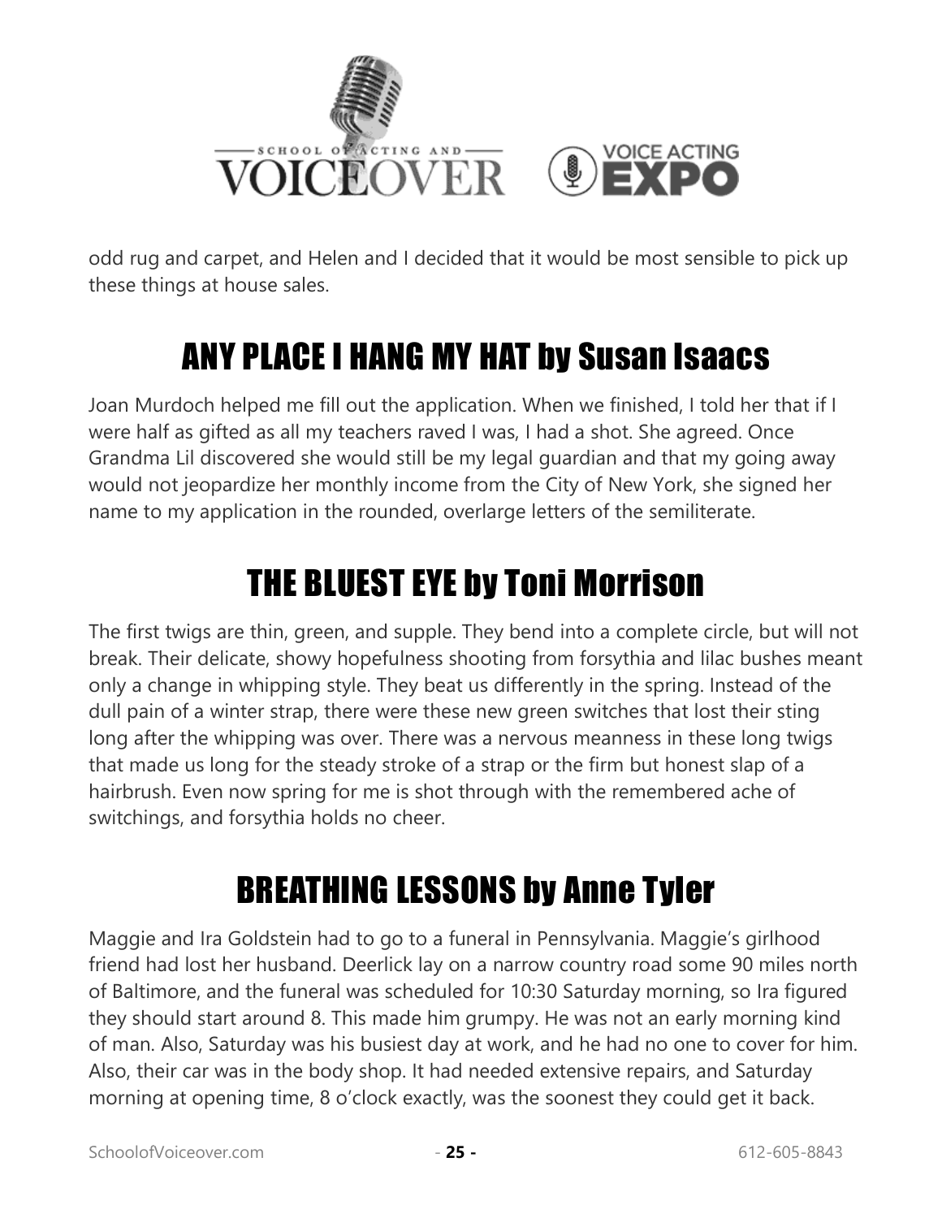odd rug and carpet, and Helen and I decided that it would be most sensible to pick up these things at house sales.

## ANY PLACE I HANG MY HAT by Susan Isaacs

Joan Murdoch helped me fill out the application. When we finished, I told her that if I were half as gifted as all my teachers raved I was, I had a shot. She agreed. Once Grandma Lil discovered she would still be my legal guardian and that my going away would not jeopardize her monthly income from the City of New York, she signed her name to my application in the rounded, overlarge letters of the semiliterate.

## THE BLUEST EYE by Toni Morrison

The first twigs are thin, green, and supple. They bend into a complete circle, but will not break. Their delicate, showy hopefulness shooting from forsythia and lilac bushes meant only a change in whipping style. They beat us differently in the spring. Instead of the dull pain of a winter strap, there were these new green switches that lost their sting long after the whipping was over. There was a nervous meanness in these long twigs that made us long for the steady stroke of a strap or the firm but honest slap of a hairbrush. Even now spring for me is shot through with the remembered ache of switchings, and forsythia holds no cheer.

## BREATHING LESSONS by Anne Tyler

Maggie and Ira Goldstein had to go to a funeral in Pennsylvania. Maggie's girlhood friend had lost her husband. Deerlick lay on a narrow country road some 90 miles north of Baltimore, and the funeral was scheduled for 10:30 Saturday morning, so Ira figured they should start around 8. This made him grumpy. He was not an early morning kind of man. Also, Saturday was his busiest day at work, and he had no one to cover for him. Also, their car was in the body shop. It had needed extensive repairs, and Saturday morning at opening time, 8 o'clock exactly, was the soonest they could get it back.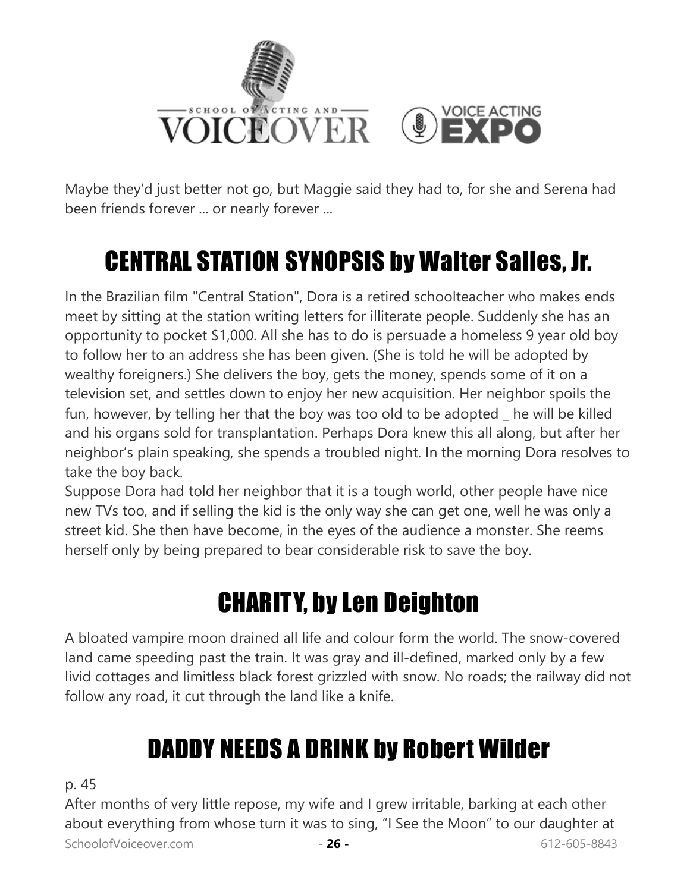Maybe they'd just better not go, but Maggie said they had to, for she and Serena had been friends forever ... or nearly forever ...

## CENTRAL STATION SYNOPSIS by Walter Salles, Jr.

In the Brazilian film "Central Station", Dora is a retired schoolteacher who makes ends meet by sitting at the station writing letters for illiterate people. Suddenly she has an opportunity to pocket $1,000. All she has to do is persuade a homeless 9 year old boy to follow her to an address she has been given. (She is told he will be adopted by wealthy foreigners.) She delivers the boy, gets the money, spends some of it on a television set, and settles down to enjoy her new acquisition. Her neighbor spoils the fun, however, by telling her that the boy was too old to be adopted _ he will be killed and his organs sold for transplantation. Perhaps Dora knew this all along, but after her neighbor's plain speaking, she spends a troubled night. In the morning Dora resolves to take the boy back.

Suppose Dora had told her neighbor that it is a tough world, other people have nice new TVs too, and if selling the kid is the only way she can get one, well he was only a street kid. She then have become, in the eyes of the audience a monster. She reems herself only by being prepared to bear considerable risk to save the boy.

## CHARITY, by Len Deighton

A bloated vampire moon drained all life and colour form the world. The snow-covered land came speeding past the train. It was gray and ill-defined, marked only by a few livid cottages and limitless black forest grizzled with snow. No roads; the railway did not follow any road, it cut through the land like a knife.

## DADDY NEEDS A DRINK by Robert Wilder

p. 45

After months of very little repose, my wife and I grew irritable, barking at each other about everything from whose turn it was to sing, "I See the Moon" to our daughter at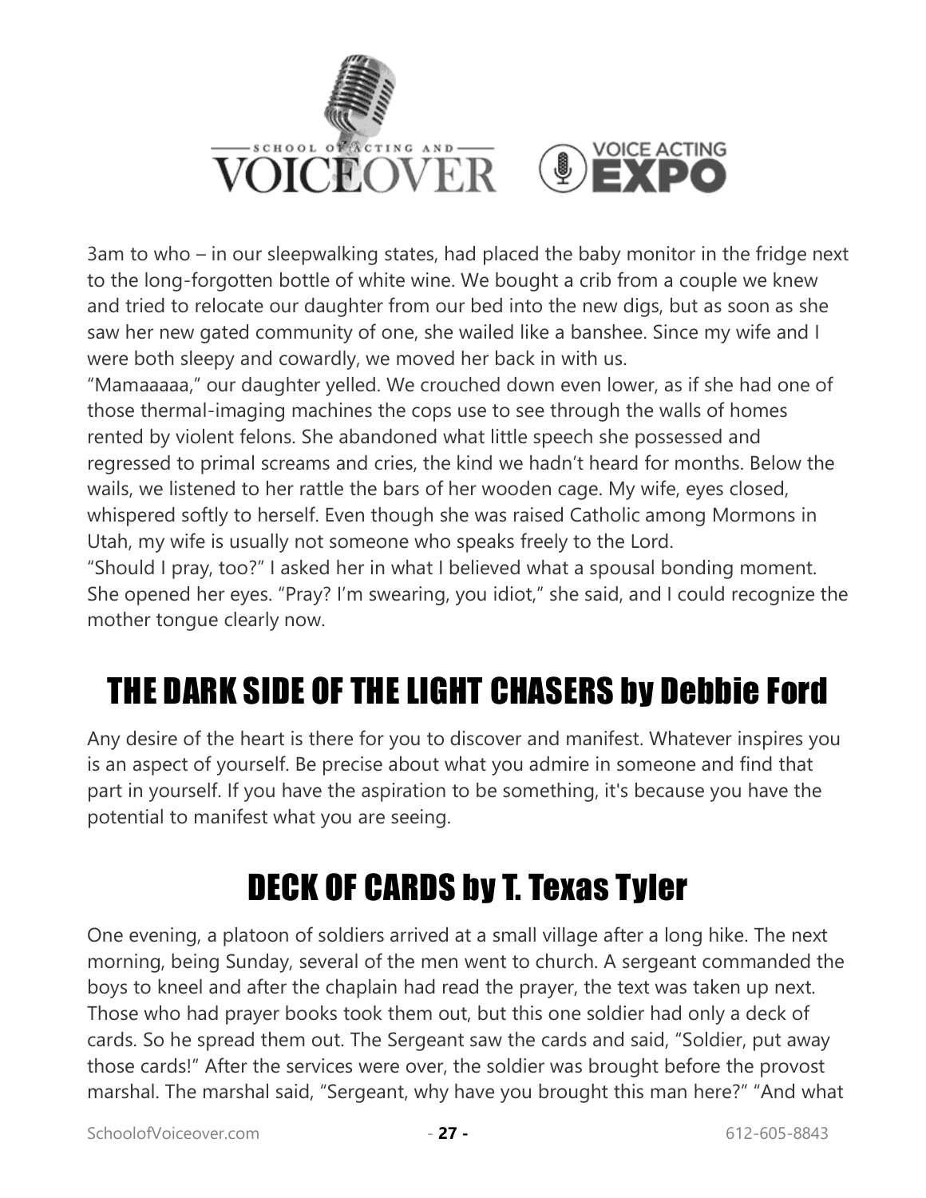3am to who – in our sleepwalking states, had placed the baby monitor in the fridge next to the long-forgotten bottle of white wine. We bought a crib from a couple we knew and tried to relocate our daughter from our bed into the new digs, but as soon as she saw her new gated community of one, she wailed like a banshee. Since my wife and I were both sleepy and cowardly, we moved her back in with us.

"Mamaaaaa," our daughter yelled. We crouched down even lower, as if she had one of those thermal-imaging machines the cops use to see through the walls of homes rented by violent felons. She abandoned what little speech she possessed and regressed to primal screams and cries, the kind we hadn't heard for months. Below the wails, we listened to her rattle the bars of her wooden cage. My wife, eyes closed, whispered softly to herself. Even though she was raised Catholic among Mormons in Utah, my wife is usually not someone who speaks freely to the Lord.

"Should I pray, too?" I asked her in what I believed what a spousal bonding moment. She opened her eyes. "Pray? I'm swearing, you idiot," she said, and I could recognize the mother tongue clearly now.

## THE DARK SIDE OF THE LIGHT CHASERS by Debbie Ford

Any desire of the heart is there for you to discover and manifest. Whatever inspires you is an aspect of yourself. Be precise about what you admire in someone and find that part in yourself. If you have the aspiration to be something, it's because you have the potential to manifest what you are seeing.

## DECK OF CARDS by T. Texas Tyler

One evening, a platoon of soldiers arrived at a small village after a long hike. The next morning, being Sunday, several of the men went to church. A sergeant commanded the boys to kneel and after the chaplain had read the prayer, the text was taken up next. Those who had prayer books took them out, but this one soldier had only a deck of cards. So he spread them out. The Sergeant saw the cards and said, "Soldier, put away those cards!" After the services were over, the soldier was brought before the provost marshal. The marshal said, "Sergeant, why have you brought this man here?" "And what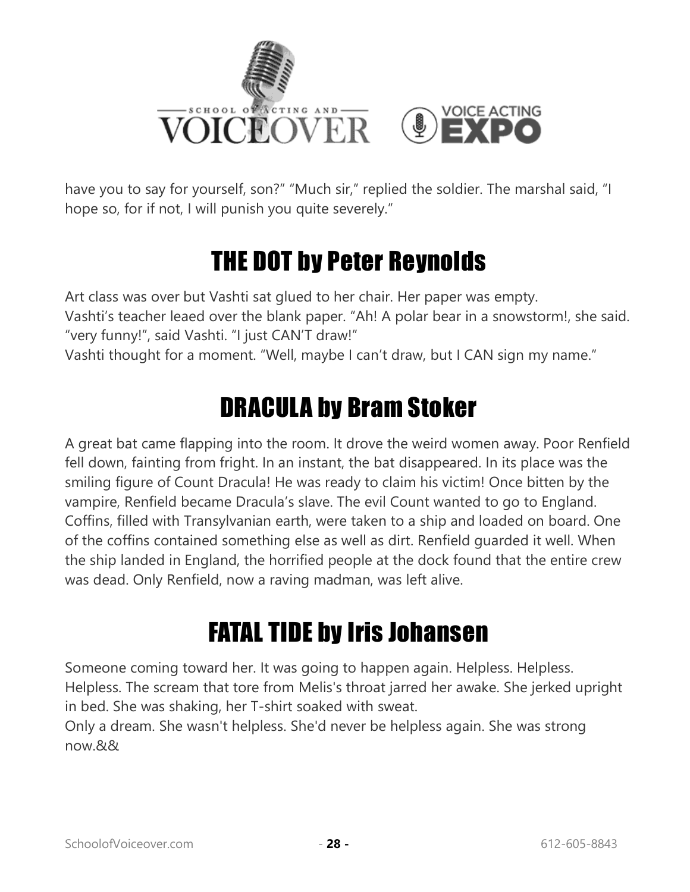have you to say for yourself, son?" "Much sir," replied the soldier. The marshal said, "I hope so, for if not, I will punish you quite severely."

## THE DOT by Peter Reynolds

Art class was over but Vashti sat glued to her chair. Her paper was empty.
Vashti's teacher leaed over the blank paper. "Ah! A polar bear in a snowstorm!, she said. "very funny!", said Vashti. "I just CAN'T draw!"
Vashti thought for a moment. "Well, maybe I can't draw, but I CAN sign my name."

## DRACULA by Bram Stoker

A great bat came flapping into the room. It drove the weird women away. Poor Renfield fell down, fainting from fright. In an instant, the bat disappeared. In its place was the smiling figure of Count Dracula! He was ready to claim his victim! Once bitten by the vampire, Renfield became Dracula's slave. The evil Count wanted to go to England. Coffins, filled with Transylvanian earth, were taken to a ship and loaded on board. One of the coffins contained something else as well as dirt. Renfield guarded it well. When the ship landed in England, the horrified people at the dock found that the entire crew was dead. Only Renfield, now a raving madman, was left alive.

## FATAL TIDE by Iris Johansen

Someone coming toward her. It was going to happen again. Helpless. Helpless. Helpless. The scream that tore from Melis's throat jarred her awake. She jerked upright in bed. She was shaking, her T-shirt soaked with sweat.
Only a dream. She wasn't helpless. She'd never be helpless again. She was strong now.&&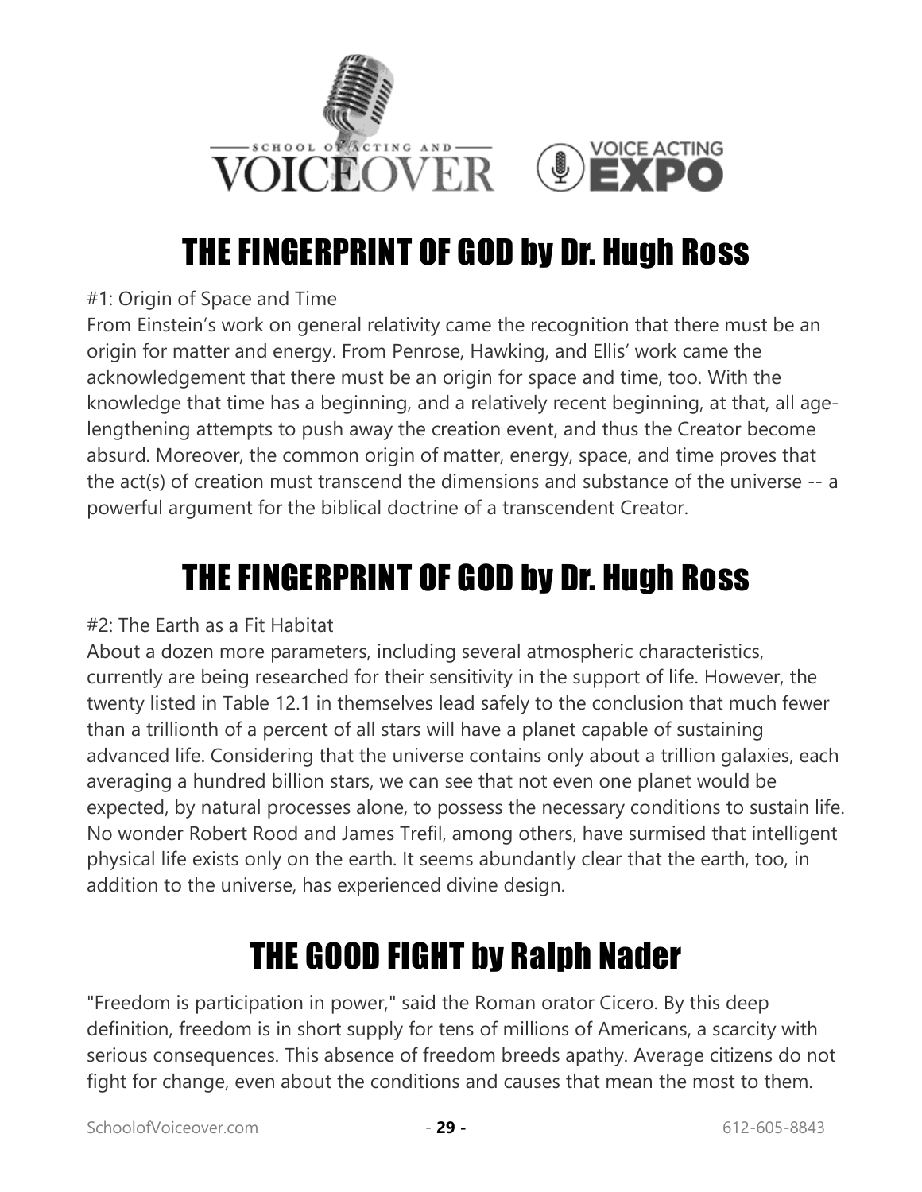## THE FINGERPRINT OF GOD by Dr. Hugh Ross

#1: Origin of Space and Time
From Einstein's work on general relativity came the recognition that there must be an origin for matter and energy. From Penrose, Hawking, and Ellis' work came the acknowledgement that there must be an origin for space and time, too. With the knowledge that time has a beginning, and a relatively recent beginning, at that, all age-lengthening attempts to push away the creation event, and thus the Creator become absurd. Moreover, the common origin of matter, energy, space, and time proves that the act(s) of creation must transcend the dimensions and substance of the universe -- a powerful argument for the biblical doctrine of a transcendent Creator.

## THE FINGERPRINT OF GOD by Dr. Hugh Ross

#2: The Earth as a Fit Habitat
About a dozen more parameters, including several atmospheric characteristics, currently are being researched for their sensitivity in the support of life. However, the twenty listed in Table 12.1 in themselves lead safely to the conclusion that much fewer than a trillionth of a percent of all stars will have a planet capable of sustaining advanced life. Considering that the universe contains only about a trillion galaxies, each averaging a hundred billion stars, we can see that not even one planet would be expected, by natural processes alone, to possess the necessary conditions to sustain life. No wonder Robert Rood and James Trefil, among others, have surmised that intelligent physical life exists only on the earth. It seems abundantly clear that the earth, too, in addition to the universe, has experienced divine design.

## THE GOOD FIGHT by Ralph Nader

"Freedom is participation in power," said the Roman orator Cicero. By this deep definition, freedom is in short supply for tens of millions of Americans, a scarcity with serious consequences. This absence of freedom breeds apathy. Average citizens do not fight for change, even about the conditions and causes that mean the most to them.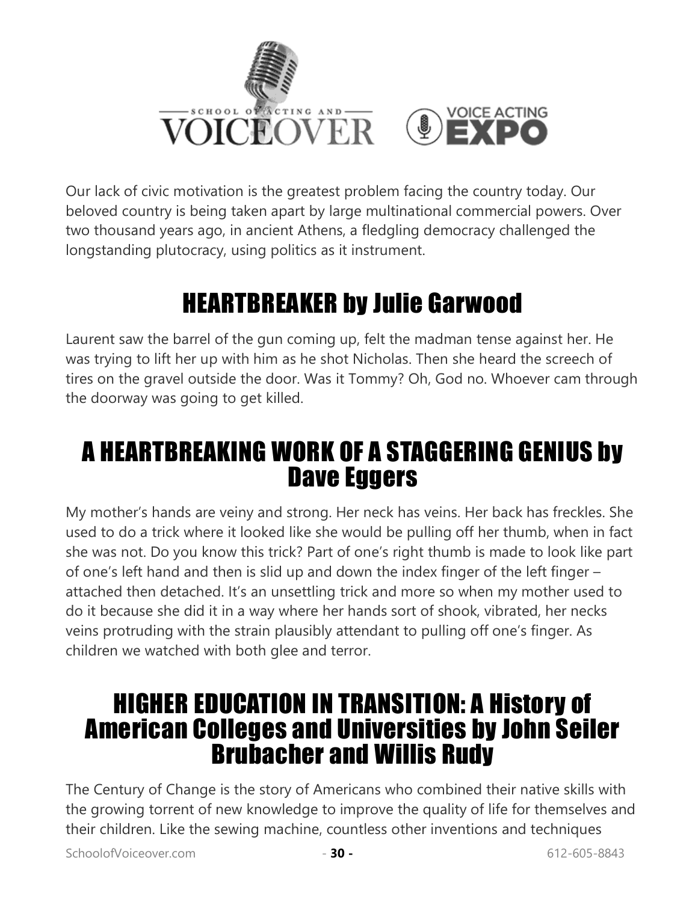Our lack of civic motivation is the greatest problem facing the country today. Our beloved country is being taken apart by large multinational commercial powers. Over two thousand years ago, in ancient Athens, a fledgling democracy challenged the longstanding plutocracy, using politics as it instrument.

## HEARTBREAKER by Julie Garwood

Laurent saw the barrel of the gun coming up, felt the madman tense against her. He was trying to lift her up with him as he shot Nicholas. Then she heard the screech of tires on the gravel outside the door. Was it Tommy? Oh, God no. Whoever cam through the doorway was going to get killed.

## A HEARTBREAKING WORK OF A STAGGERING GENIUS by Dave Eggers

My mother's hands are veiny and strong. Her neck has veins. Her back has freckles. She used to do a trick where it looked like she would be pulling off her thumb, when in fact she was not. Do you know this trick? Part of one's right thumb is made to look like part of one's left hand and then is slid up and down the index finger of the left finger – attached then detached. It's an unsettling trick and more so when my mother used to do it because she did it in a way where her hands sort of shook, vibrated, her necks veins protruding with the strain plausibly attendant to pulling off one's finger. As children we watched with both glee and terror.

## HIGHER EDUCATION IN TRANSITION: A History of American Colleges and Universities by John Seiler Brubacher and Willis Rudy

The Century of Change is the story of Americans who combined their native skills with the growing torrent of new knowledge to improve the quality of life for themselves and their children. Like the sewing machine, countless other inventions and techniques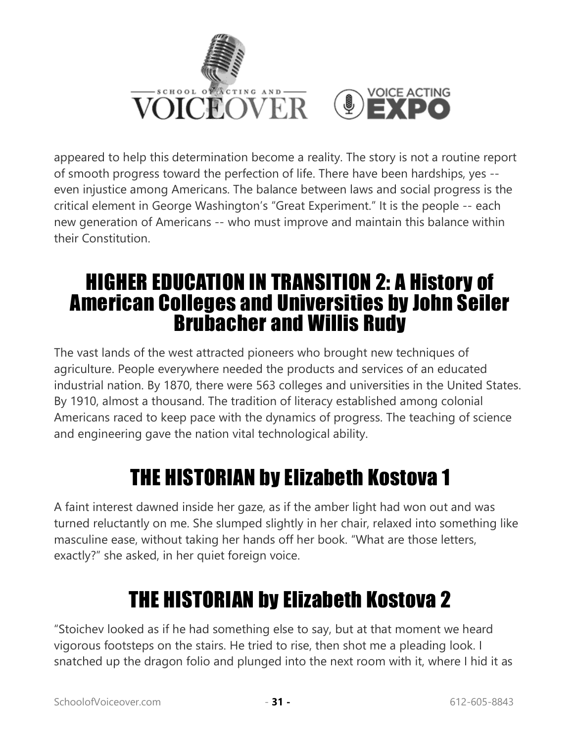appeared to help this determination become a reality. The story is not a routine report of smooth progress toward the perfection of life. There have been hardships, yes -- even injustice among Americans. The balance between laws and social progress is the critical element in George Washington's "Great Experiment." It is the people -- each new generation of Americans -- who must improve and maintain this balance within their Constitution.

## HIGHER EDUCATION IN TRANSITION 2: A History of American Colleges and Universities by John Seiler Brubacher and Willis Rudy

The vast lands of the west attracted pioneers who brought new techniques of agriculture. People everywhere needed the products and services of an educated industrial nation. By 1870, there were 563 colleges and universities in the United States. By 1910, almost a thousand. The tradition of literacy established among colonial Americans raced to keep pace with the dynamics of progress. The teaching of science and engineering gave the nation vital technological ability.

## THE HISTORIAN by Elizabeth Kostova 1

A faint interest dawned inside her gaze, as if the amber light had won out and was turned reluctantly on me. She slumped slightly in her chair, relaxed into something like masculine ease, without taking her hands off her book. "What are those letters, exactly?" she asked, in her quiet foreign voice.

## THE HISTORIAN by Elizabeth Kostova 2

"Stoichev looked as if he had something else to say, but at that moment we heard vigorous footsteps on the stairs. He tried to rise, then shot me a pleading look. I snatched up the dragon folio and plunged into the next room with it, where I hid it as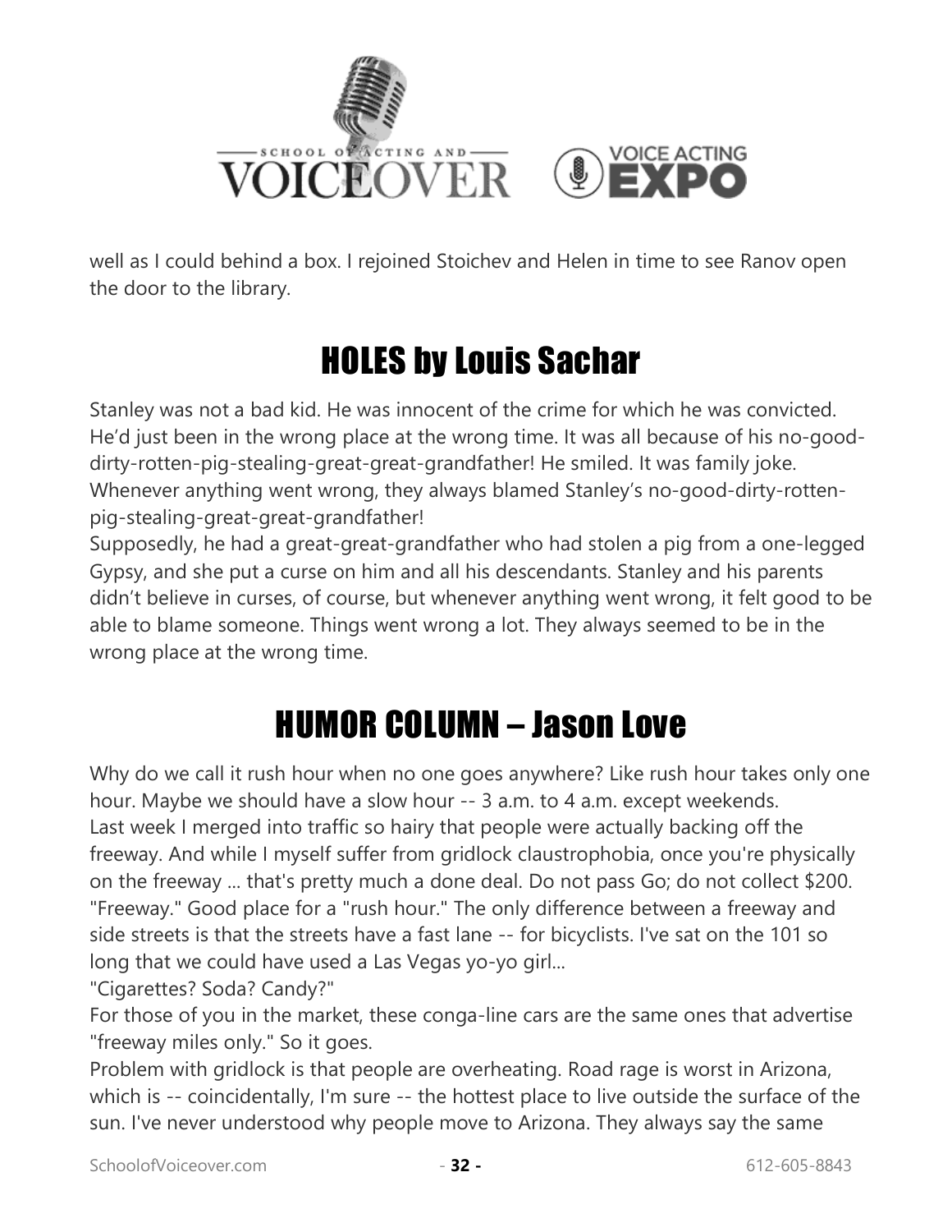well as I could behind a box. I rejoined Stoichev and Helen in time to see Ranov open the door to the library.

## HOLES by Louis Sachar

Stanley was not a bad kid. He was innocent of the crime for which he was convicted. He'd just been in the wrong place at the wrong time. It was all because of his no-good-dirty-rotten-pig-stealing-great-great-grandfather! He smiled. It was family joke. Whenever anything went wrong, they always blamed Stanley's no-good-dirty-rotten-pig-stealing-great-great-grandfather!

Supposedly, he had a great-great-grandfather who had stolen a pig from a one-legged Gypsy, and she put a curse on him and all his descendants. Stanley and his parents didn't believe in curses, of course, but whenever anything went wrong, it felt good to be able to blame someone. Things went wrong a lot. They always seemed to be in the wrong place at the wrong time.

## HUMOR COLUMN – Jason Love

Why do we call it rush hour when no one goes anywhere? Like rush hour takes only one hour. Maybe we should have a slow hour -- 3 a.m. to 4 a.m. except weekends.

Last week I merged into traffic so hairy that people were actually backing off the freeway. And while I myself suffer from gridlock claustrophobia, once you're physically on the freeway ... that's pretty much a done deal. Do not pass Go; do not collect $200. "Freeway." Good place for a "rush hour." The only difference between a freeway and side streets is that the streets have a fast lane -- for bicyclists. I've sat on the 101 so long that we could have used a Las Vegas yo-yo girl...

"Cigarettes? Soda? Candy?"

For those of you in the market, these conga-line cars are the same ones that advertise "freeway miles only." So it goes.

Problem with gridlock is that people are overheating. Road rage is worst in Arizona, which is -- coincidentally, I'm sure -- the hottest place to live outside the surface of the sun. I've never understood why people move to Arizona. They always say the same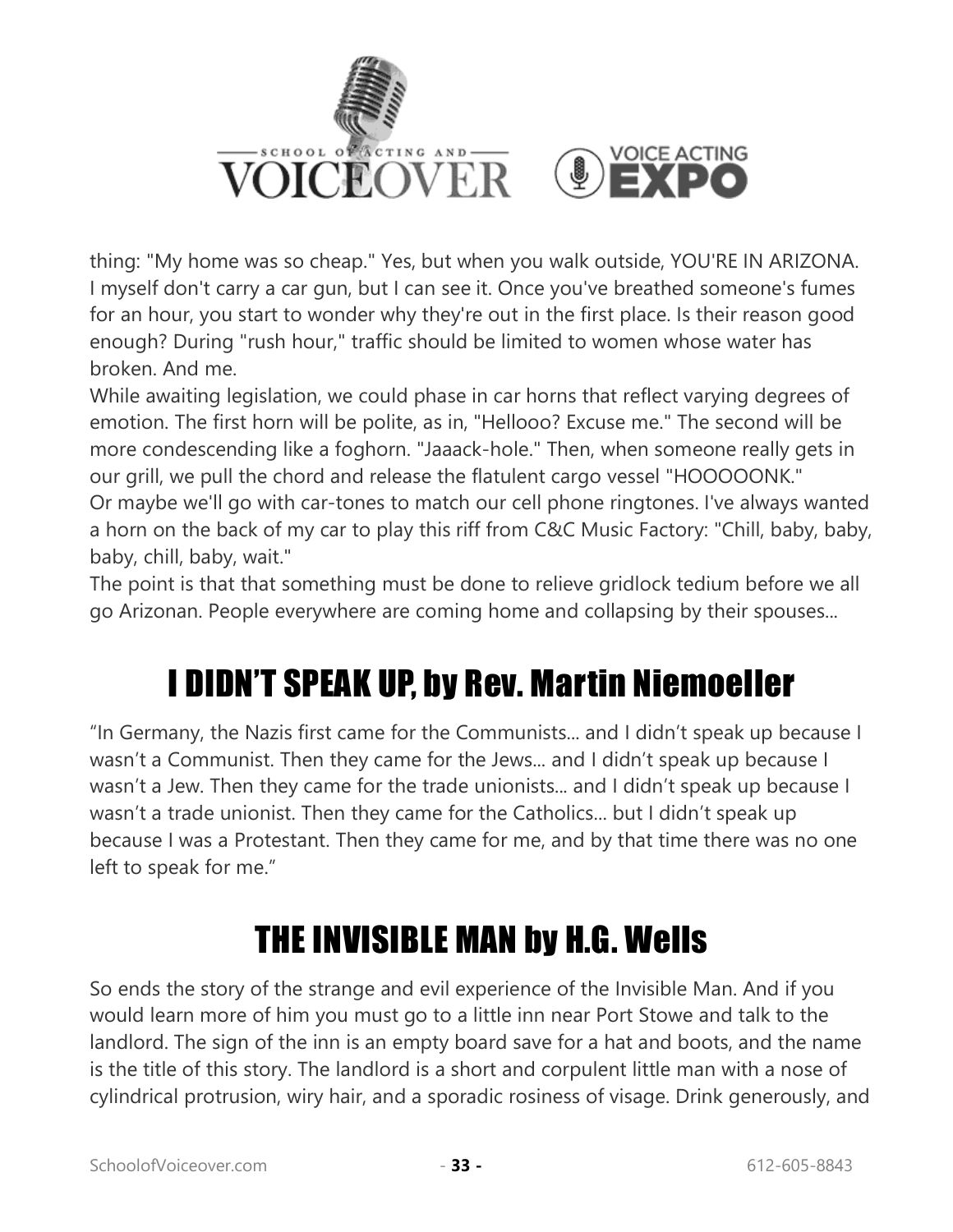thing: "My home was so cheap." Yes, but when you walk outside, YOU'RE IN ARIZONA. I myself don't carry a car gun, but I can see it. Once you've breathed someone's fumes for an hour, you start to wonder why they're out in the first place. Is their reason good enough? During "rush hour," traffic should be limited to women whose water has broken. And me.

While awaiting legislation, we could phase in car horns that reflect varying degrees of emotion. The first horn will be polite, as in, "Hellooo? Excuse me." The second will be more condescending like a foghorn. "Jaaack-hole." Then, when someone really gets in our grill, we pull the chord and release the flatulent cargo vessel "HOOOOONK."

Or maybe we'll go with car-tones to match our cell phone ringtones. I've always wanted a horn on the back of my car to play this riff from C&C Music Factory: "Chill, baby, baby, baby, chill, baby, wait."

The point is that that something must be done to relieve gridlock tedium before we all go Arizonan. People everywhere are coming home and collapsing by their spouses...

## I DIDN'T SPEAK UP, by Rev. Martin Niemoeller

"In Germany, the Nazis first came for the Communists... and I didn't speak up because I wasn't a Communist. Then they came for the Jews... and I didn't speak up because I wasn't a Jew. Then they came for the trade unionists... and I didn't speak up because I wasn't a trade unionist. Then they came for the Catholics... but I didn't speak up because I was a Protestant. Then they came for me, and by that time there was no one left to speak for me."

## THE INVISIBLE MAN by H.G. Wells

So ends the story of the strange and evil experience of the Invisible Man. And if you would learn more of him you must go to a little inn near Port Stowe and talk to the landlord. The sign of the inn is an empty board save for a hat and boots, and the name is the title of this story. The landlord is a short and corpulent little man with a nose of cylindrical protrusion, wiry hair, and a sporadic rosiness of visage. Drink generously, and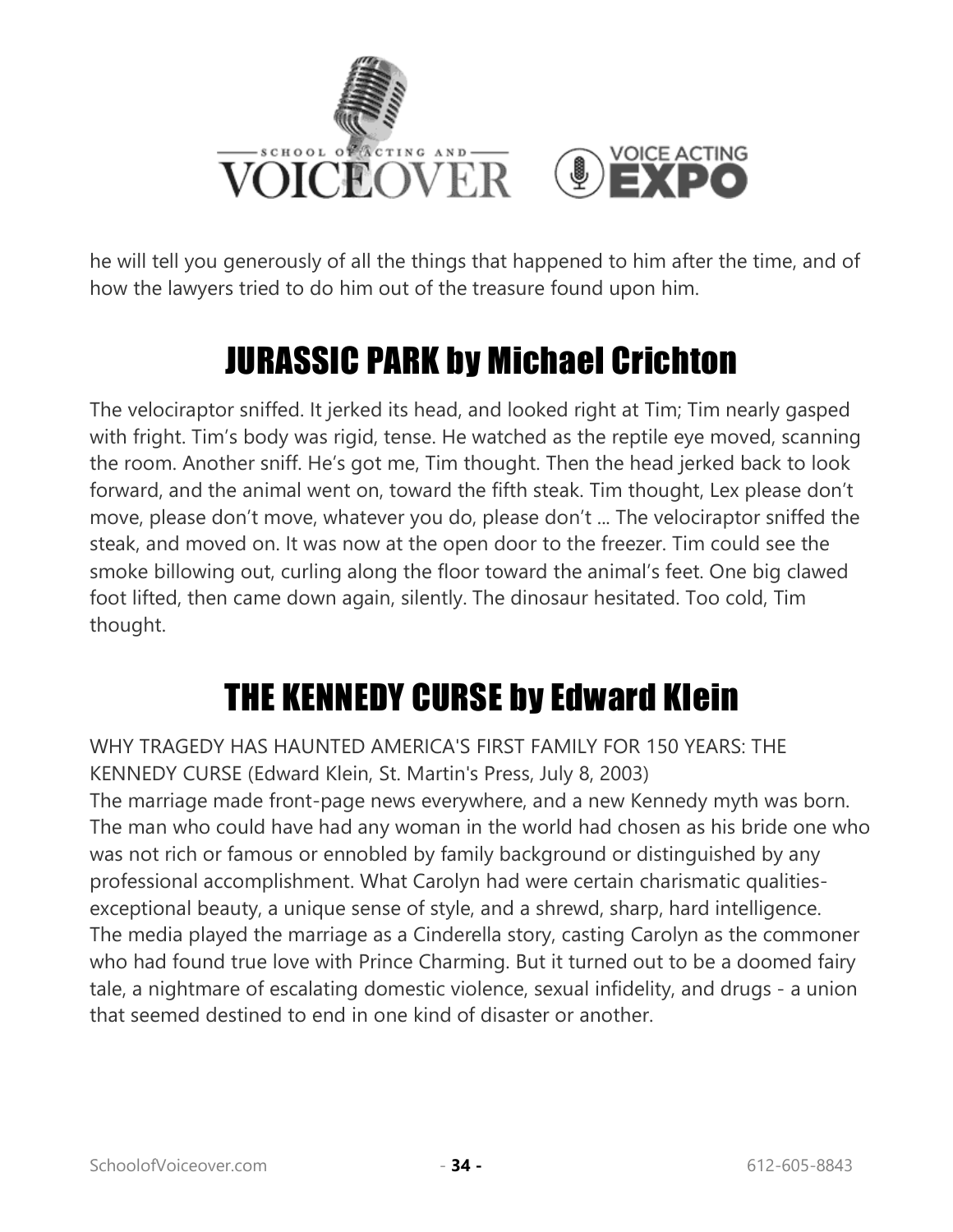he will tell you generously of all the things that happened to him after the time, and of how the lawyers tried to do him out of the treasure found upon him.

## JURASSIC PARK by Michael Crichton

The velociraptor sniffed. It jerked its head, and looked right at Tim; Tim nearly gasped with fright. Tim's body was rigid, tense. He watched as the reptile eye moved, scanning the room. Another sniff. He's got me, Tim thought. Then the head jerked back to look forward, and the animal went on, toward the fifth steak. Tim thought, Lex please don't move, please don't move, whatever you do, please don't ... The velociraptor sniffed the steak, and moved on. It was now at the open door to the freezer. Tim could see the smoke billowing out, curling along the floor toward the animal's feet. One big clawed foot lifted, then came down again, silently. The dinosaur hesitated. Too cold, Tim thought.

## THE KENNEDY CURSE by Edward Klein

WHY TRAGEDY HAS HAUNTED AMERICA'S FIRST FAMILY FOR 150 YEARS: THE KENNEDY CURSE (Edward Klein, St. Martin's Press, July 8, 2003)
The marriage made front-page news everywhere, and a new Kennedy myth was born. The man who could have had any woman in the world had chosen as his bride one who was not rich or famous or ennobled by family background or distinguished by any professional accomplishment. What Carolyn had were certain charismatic qualities-exceptional beauty, a unique sense of style, and a shrewd, sharp, hard intelligence. The media played the marriage as a Cinderella story, casting Carolyn as the commoner who had found true love with Prince Charming. But it turned out to be a doomed fairy tale, a nightmare of escalating domestic violence, sexual infidelity, and drugs - a union that seemed destined to end in one kind of disaster or another.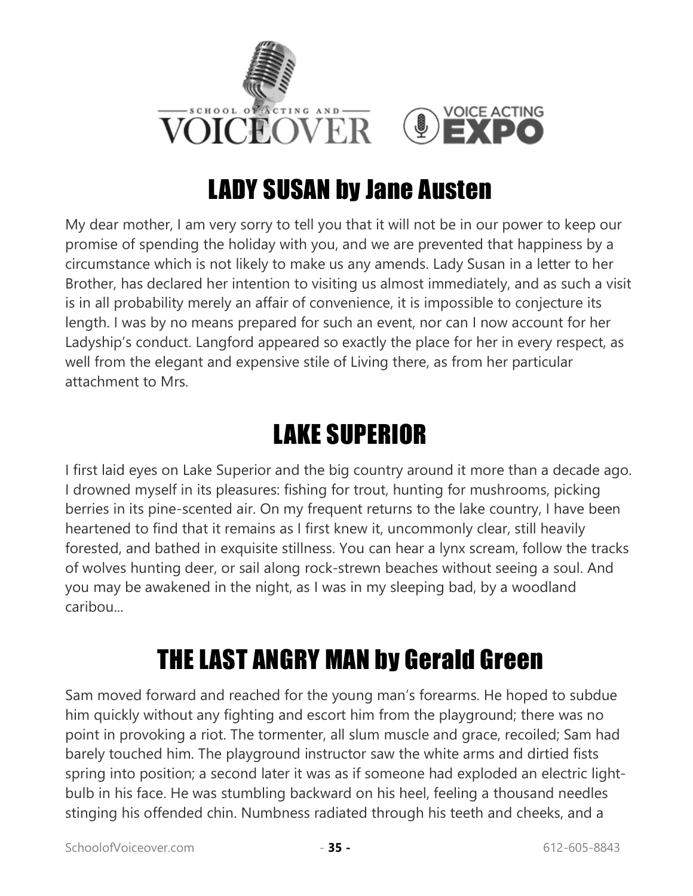## LADY SUSAN by Jane Austen

My dear mother, I am very sorry to tell you that it will not be in our power to keep our promise of spending the holiday with you, and we are prevented that happiness by a circumstance which is not likely to make us any amends. Lady Susan in a letter to her Brother, has declared her intention to visiting us almost immediately, and as such a visit is in all probability merely an affair of convenience, it is impossible to conjecture its length. I was by no means prepared for such an event, nor can I now account for her Ladyship's conduct. Langford appeared so exactly the place for her in every respect, as well from the elegant and expensive stile of Living there, as from her particular attachment to Mrs.

## LAKE SUPERIOR

I first laid eyes on Lake Superior and the big country around it more than a decade ago. I drowned myself in its pleasures: fishing for trout, hunting for mushrooms, picking berries in its pine-scented air. On my frequent returns to the lake country, I have been heartened to find that it remains as I first knew it, uncommonly clear, still heavily forested, and bathed in exquisite stillness. You can hear a lynx scream, follow the tracks of wolves hunting deer, or sail along rock-strewn beaches without seeing a soul. And you may be awakened in the night, as I was in my sleeping bad, by a woodland caribou...

## THE LAST ANGRY MAN by Gerald Green

Sam moved forward and reached for the young man's forearms. He hoped to subdue him quickly without any fighting and escort him from the playground; there was no point in provoking a riot. The tormenter, all slum muscle and grace, recoiled; Sam had barely touched him. The playground instructor saw the white arms and dirtied fists spring into position; a second later it was as if someone had exploded an electric light-bulb in his face. He was stumbling backward on his heel, feeling a thousand needles stinging his offended chin. Numbness radiated through his teeth and cheeks, and a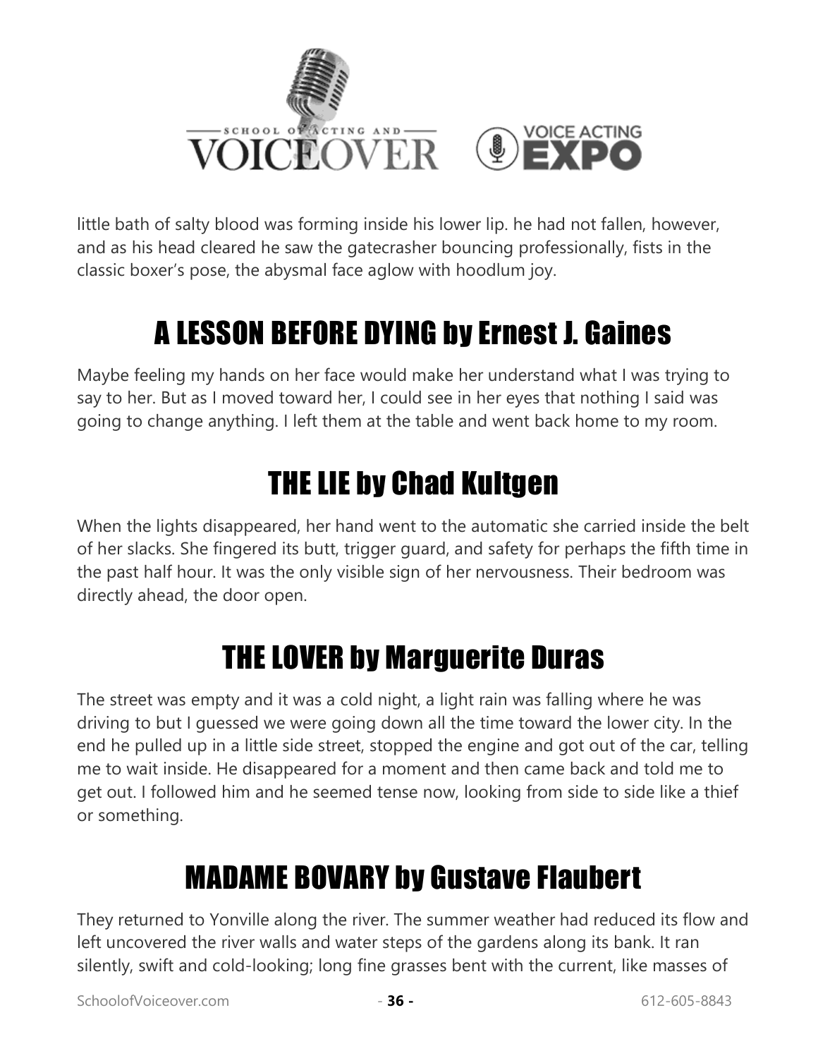little bath of salty blood was forming inside his lower lip. he had not fallen, however, and as his head cleared he saw the gatecrasher bouncing professionally, fists in the classic boxer's pose, the abysmal face aglow with hoodlum joy.

## A LESSON BEFORE DYING by Ernest J. Gaines

Maybe feeling my hands on her face would make her understand what I was trying to say to her. But as I moved toward her, I could see in her eyes that nothing I said was going to change anything. I left them at the table and went back home to my room.

## THE LIE by Chad Kultgen

When the lights disappeared, her hand went to the automatic she carried inside the belt of her slacks. She fingered its butt, trigger guard, and safety for perhaps the fifth time in the past half hour. It was the only visible sign of her nervousness. Their bedroom was directly ahead, the door open.

## THE LOVER by Marguerite Duras

The street was empty and it was a cold night, a light rain was falling where he was driving to but I guessed we were going down all the time toward the lower city. In the end he pulled up in a little side street, stopped the engine and got out of the car, telling me to wait inside. He disappeared for a moment and then came back and told me to get out. I followed him and he seemed tense now, looking from side to side like a thief or something.

## MADAME BOVARY by Gustave Flaubert

They returned to Yonville along the river. The summer weather had reduced its flow and left uncovered the river walls and water steps of the gardens along its bank. It ran silently, swift and cold-looking; long fine grasses bent with the current, like masses of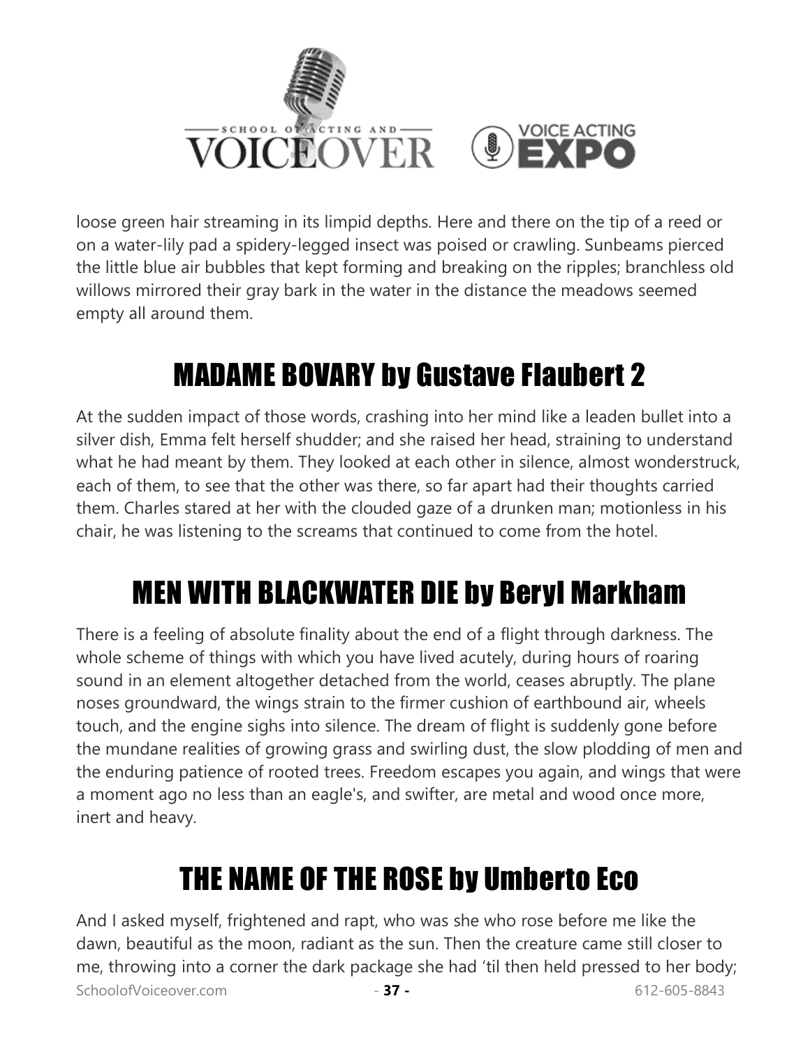loose green hair streaming in its limpid depths. Here and there on the tip of a reed or on a water-lily pad a spidery-legged insect was poised or crawling. Sunbeams pierced the little blue air bubbles that kept forming and breaking on the ripples; branchless old willows mirrored their gray bark in the water in the distance the meadows seemed empty all around them.

## MADAME BOVARY by Gustave Flaubert 2

At the sudden impact of those words, crashing into her mind like a leaden bullet into a silver dish, Emma felt herself shudder; and she raised her head, straining to understand what he had meant by them. They looked at each other in silence, almost wonderstruck, each of them, to see that the other was there, so far apart had their thoughts carried them. Charles stared at her with the clouded gaze of a drunken man; motionless in his chair, he was listening to the screams that continued to come from the hotel.

## MEN WITH BLACKWATER DIE by Beryl Markham

There is a feeling of absolute finality about the end of a flight through darkness. The whole scheme of things with which you have lived acutely, during hours of roaring sound in an element altogether detached from the world, ceases abruptly. The plane noses groundward, the wings strain to the firmer cushion of earthbound air, wheels touch, and the engine sighs into silence. The dream of flight is suddenly gone before the mundane realities of growing grass and swirling dust, the slow plodding of men and the enduring patience of rooted trees. Freedom escapes you again, and wings that were a moment ago no less than an eagle's, and swifter, are metal and wood once more, inert and heavy.

## THE NAME OF THE ROSE by Umberto Eco

And I asked myself, frightened and rapt, who was she who rose before me like the dawn, beautiful as the moon, radiant as the sun. Then the creature came still closer to me, throwing into a corner the dark package she had 'til then held pressed to her body;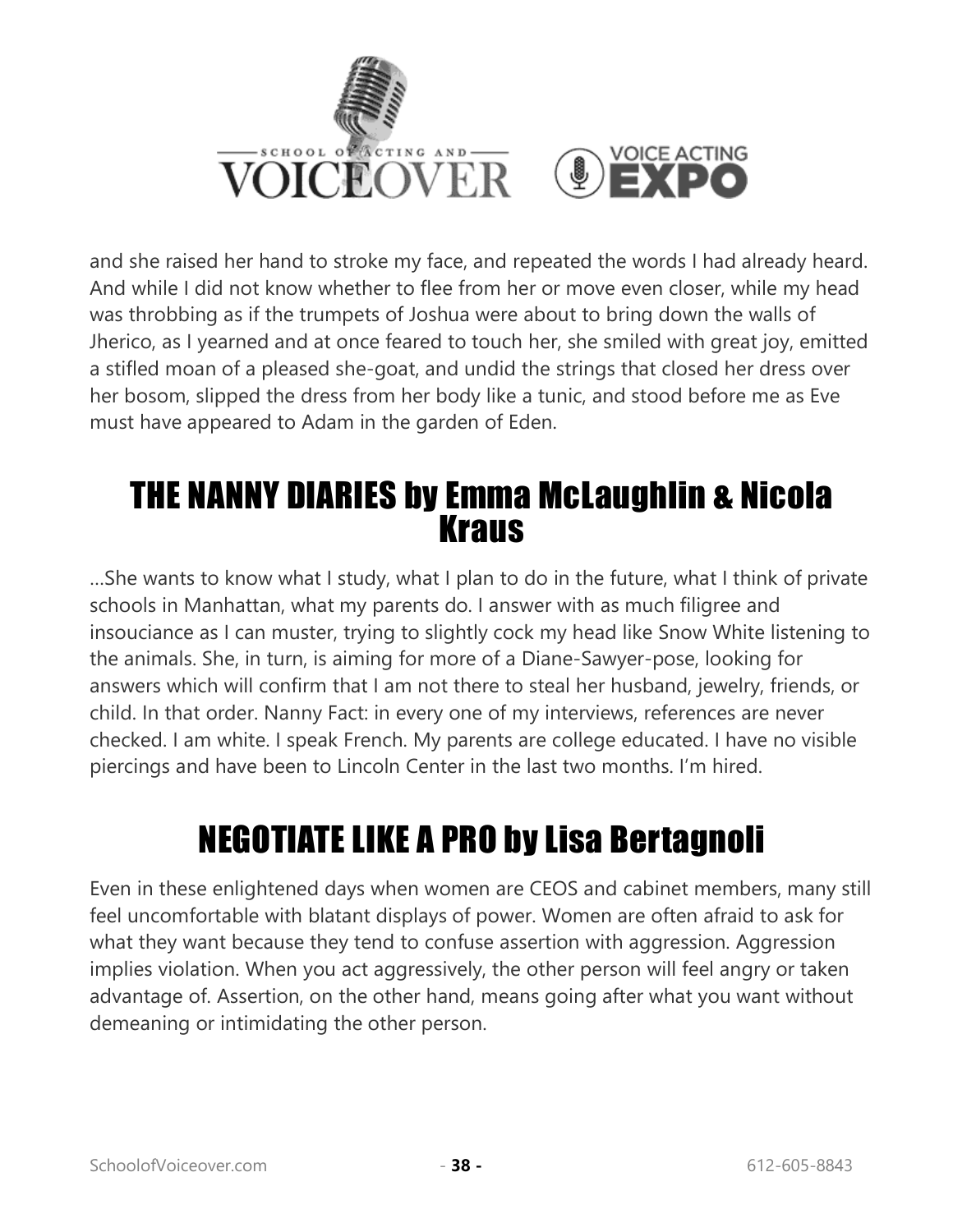and she raised her hand to stroke my face, and repeated the words I had already heard. And while I did not know whether to flee from her or move even closer, while my head was throbbing as if the trumpets of Joshua were about to bring down the walls of Jherico, as I yearned and at once feared to touch her, she smiled with great joy, emitted a stifled moan of a pleased she-goat, and undid the strings that closed her dress over her bosom, slipped the dress from her body like a tunic, and stood before me as Eve must have appeared to Adam in the garden of Eden.

## THE NANNY DIARIES by Emma McLaughlin & Nicola Kraus

…She wants to know what I study, what I plan to do in the future, what I think of private schools in Manhattan, what my parents do. I answer with as much filigree and insouciance as I can muster, trying to slightly cock my head like Snow White listening to the animals. She, in turn, is aiming for more of a Diane-Sawyer-pose, looking for answers which will confirm that I am not there to steal her husband, jewelry, friends, or child. In that order. Nanny Fact: in every one of my interviews, references are never checked. I am white. I speak French. My parents are college educated. I have no visible piercings and have been to Lincoln Center in the last two months. I'm hired.

## NEGOTIATE LIKE A PRO by Lisa Bertagnoli

Even in these enlightened days when women are CEOS and cabinet members, many still feel uncomfortable with blatant displays of power. Women are often afraid to ask for what they want because they tend to confuse assertion with aggression. Aggression implies violation. When you act aggressively, the other person will feel angry or taken advantage of. Assertion, on the other hand, means going after what you want without demeaning or intimidating the other person.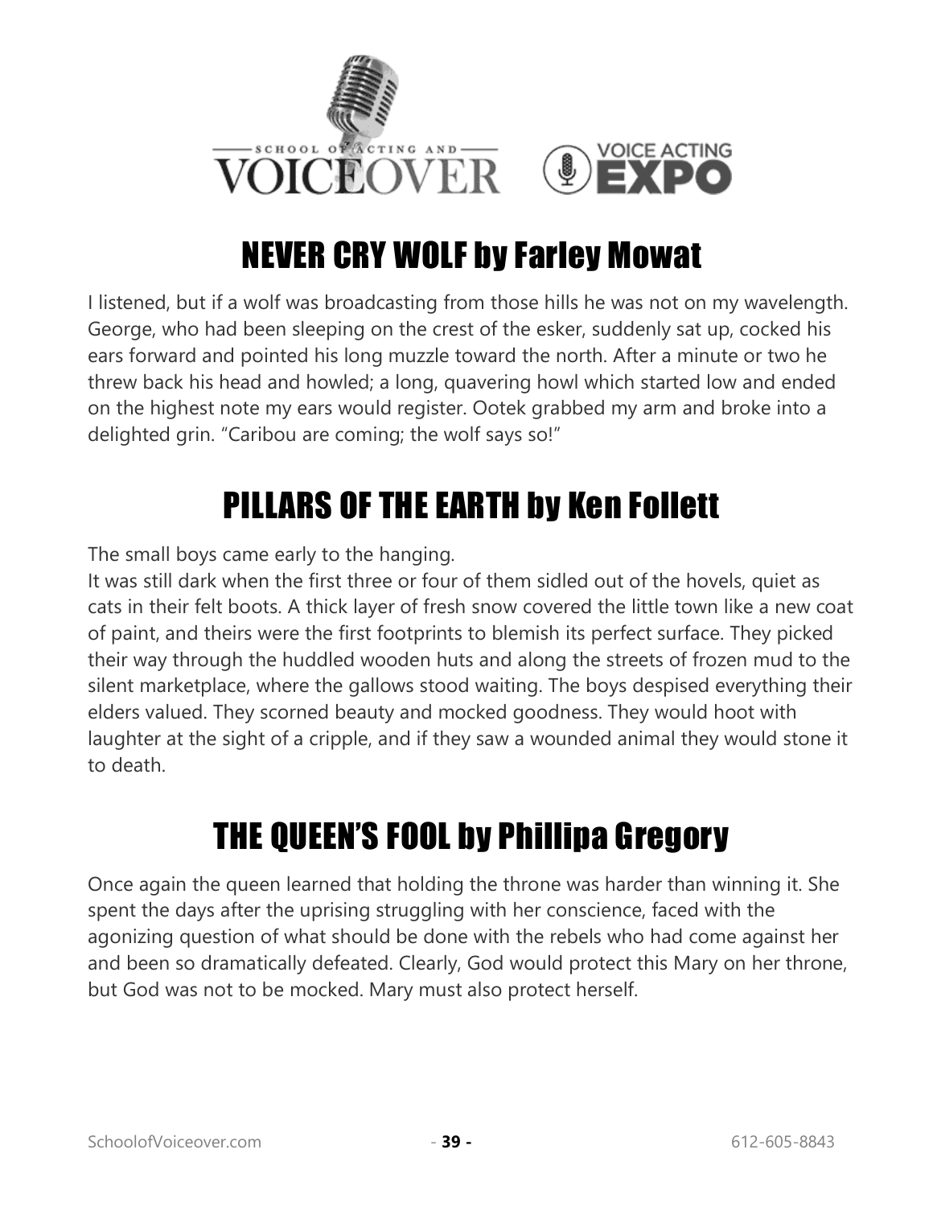## NEVER CRY WOLF by Farley Mowat

I listened, but if a wolf was broadcasting from those hills he was not on my wavelength. George, who had been sleeping on the crest of the esker, suddenly sat up, cocked his ears forward and pointed his long muzzle toward the north. After a minute or two he threw back his head and howled; a long, quavering howl which started low and ended on the highest note my ears would register. Ootek grabbed my arm and broke into a delighted grin. “Caribou are coming; the wolf says so!”

## PILLARS OF THE EARTH by Ken Follett

The small boys came early to the hanging.
It was still dark when the first three or four of them sidled out of the hovels, quiet as cats in their felt boots. A thick layer of fresh snow covered the little town like a new coat of paint, and theirs were the first footprints to blemish its perfect surface. They picked their way through the huddled wooden huts and along the streets of frozen mud to the silent marketplace, where the gallows stood waiting. The boys despised everything their elders valued. They scorned beauty and mocked goodness. They would hoot with laughter at the sight of a cripple, and if they saw a wounded animal they would stone it to death.

## THE QUEEN’S FOOL by Phillipa Gregory

Once again the queen learned that holding the throne was harder than winning it. She spent the days after the uprising struggling with her conscience, faced with the agonizing question of what should be done with the rebels who had come against her and been so dramatically defeated. Clearly, God would protect this Mary on her throne, but God was not to be mocked. Mary must also protect herself.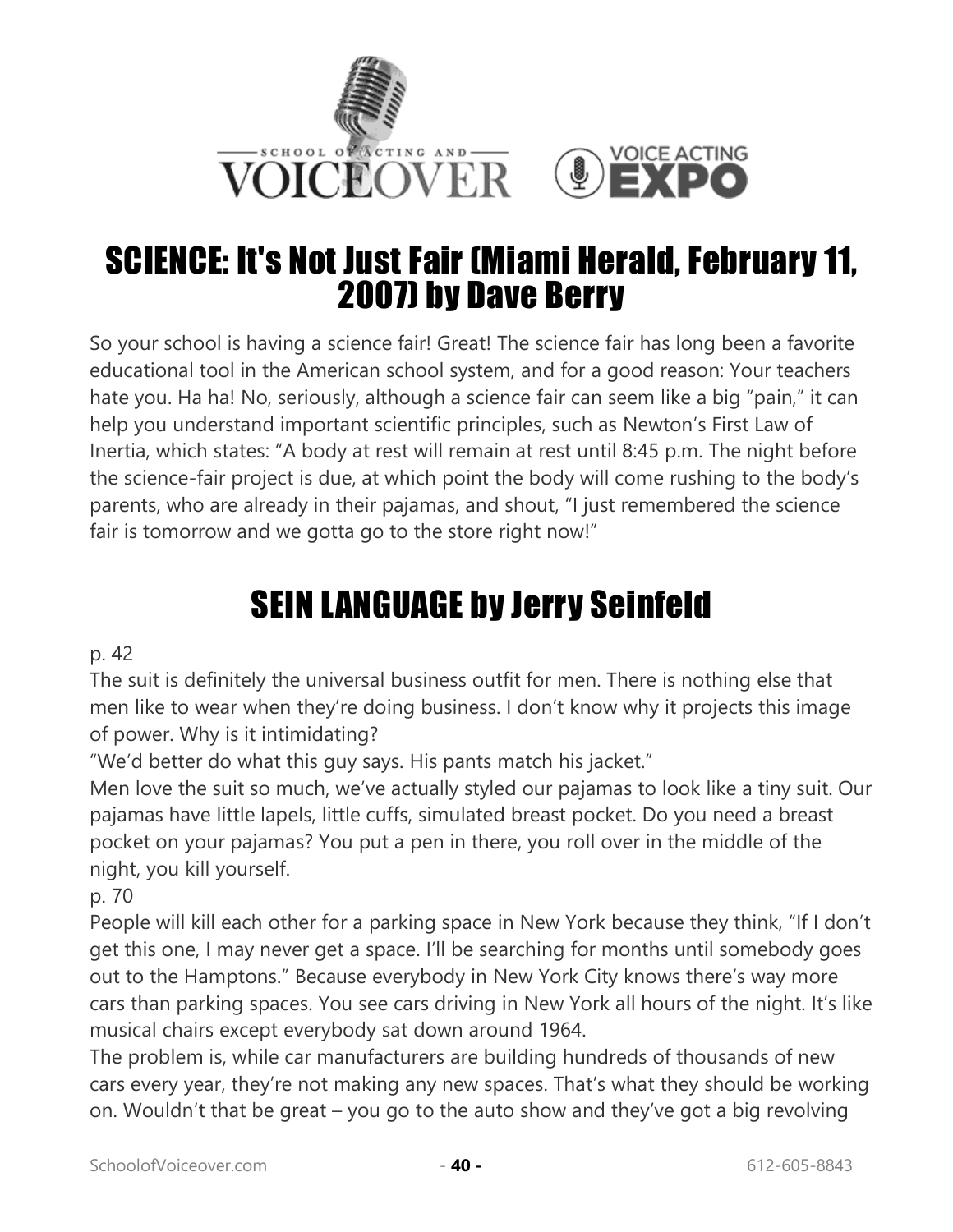## SCIENCE: It's Not Just Fair (Miami Herald, February 11, 2007) by Dave Berry

So your school is having a science fair! Great! The science fair has long been a favorite educational tool in the American school system, and for a good reason: Your teachers hate you. Ha ha! No, seriously, although a science fair can seem like a big "pain," it can help you understand important scientific principles, such as Newton's First Law of Inertia, which states: "A body at rest will remain at rest until 8:45 p.m. The night before the science-fair project is due, at which point the body will come rushing to the body's parents, who are already in their pajamas, and shout, "I just remembered the science fair is tomorrow and we gotta go to the store right now!"

## SEIN LANGUAGE by Jerry Seinfeld

p. 42

The suit is definitely the universal business outfit for men. There is nothing else that men like to wear when they're doing business. I don't know why it projects this image of power. Why is it intimidating?

"We'd better do what this guy says. His pants match his jacket."

Men love the suit so much, we've actually styled our pajamas to look like a tiny suit. Our pajamas have little lapels, little cuffs, simulated breast pocket. Do you need a breast pocket on your pajamas? You put a pen in there, you roll over in the middle of the night, you kill yourself.

p. 70

People will kill each other for a parking space in New York because they think, "If I don't get this one, I may never get a space. I'll be searching for months until somebody goes out to the Hamptons." Because everybody in New York City knows there's way more cars than parking spaces. You see cars driving in New York all hours of the night. It's like musical chairs except everybody sat down around 1964.

The problem is, while car manufacturers are building hundreds of thousands of new cars every year, they're not making any new spaces. That's what they should be working on. Wouldn't that be great – you go to the auto show and they've got a big revolving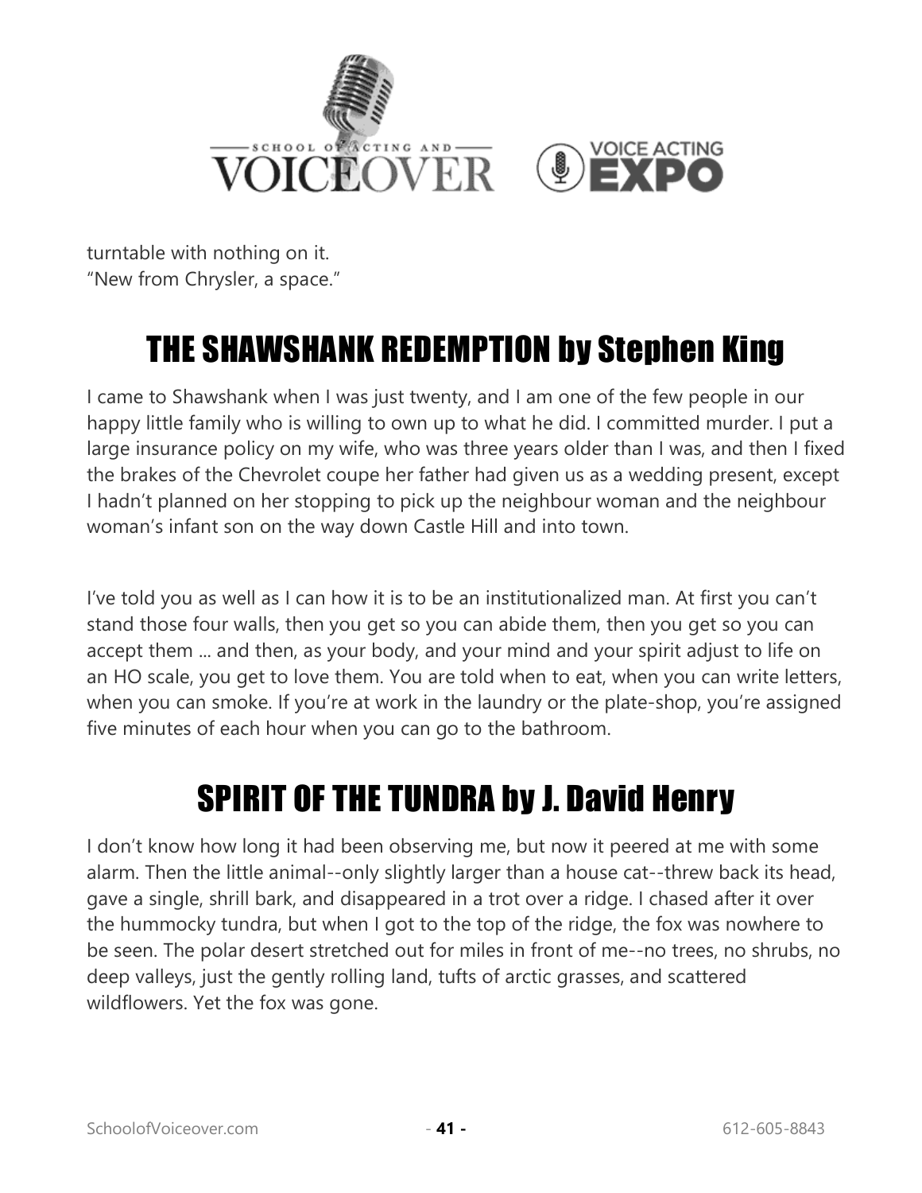turntable with nothing on it.
“New from Chrysler, a space.”

## THE SHAWSHANK REDEMPTION by Stephen King

I came to Shawshank when I was just twenty, and I am one of the few people in our happy little family who is willing to own up to what he did. I committed murder. I put a large insurance policy on my wife, who was three years older than I was, and then I fixed the brakes of the Chevrolet coupe her father had given us as a wedding present, except I hadn’t planned on her stopping to pick up the neighbour woman and the neighbour woman’s infant son on the way down Castle Hill and into town.

I’ve told you as well as I can how it is to be an institutionalized man. At first you can’t stand those four walls, then you get so you can abide them, then you get so you can accept them ... and then, as your body, and your mind and your spirit adjust to life on an HO scale, you get to love them. You are told when to eat, when you can write letters, when you can smoke. If you’re at work in the laundry or the plate-shop, you’re assigned five minutes of each hour when you can go to the bathroom.

## SPIRIT OF THE TUNDRA by J. David Henry

I don’t know how long it had been observing me, but now it peered at me with some alarm. Then the little animal--only slightly larger than a house cat--threw back its head, gave a single, shrill bark, and disappeared in a trot over a ridge. I chased after it over the hummocky tundra, but when I got to the top of the ridge, the fox was nowhere to be seen. The polar desert stretched out for miles in front of me--no trees, no shrubs, no deep valleys, just the gently rolling land, tufts of arctic grasses, and scattered wildflowers. Yet the fox was gone.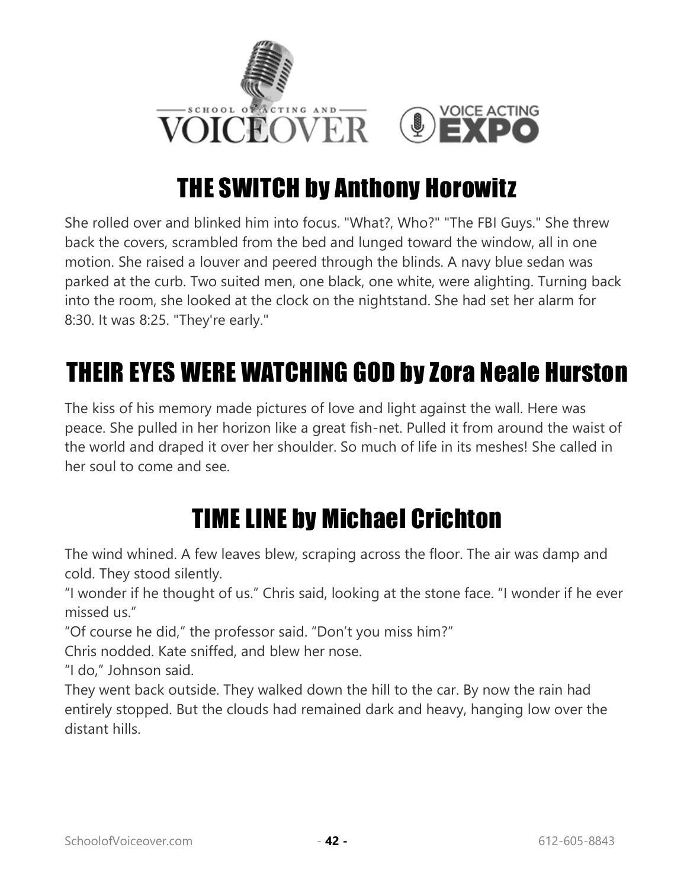## THE SWITCH by Anthony Horowitz

She rolled over and blinked him into focus. "What?, Who?" "The FBI Guys." She threw back the covers, scrambled from the bed and lunged toward the window, all in one motion. She raised a louver and peered through the blinds. A navy blue sedan was parked at the curb. Two suited men, one black, one white, were alighting. Turning back into the room, she looked at the clock on the nightstand. She had set her alarm for 8:30. It was 8:25. "They're early."

## THEIR EYES WERE WATCHING GOD by Zora Neale Hurston

The kiss of his memory made pictures of love and light against the wall. Here was peace. She pulled in her horizon like a great fish-net. Pulled it from around the waist of the world and draped it over her shoulder. So much of life in its meshes! She called in her soul to come and see.

## TIME LINE by Michael Crichton

The wind whined. A few leaves blew, scraping across the floor. The air was damp and cold. They stood silently.

"I wonder if he thought of us." Chris said, looking at the stone face. "I wonder if he ever missed us."

"Of course he did," the professor said. "Don't you miss him?"

Chris nodded. Kate sniffed, and blew her nose.

"I do," Johnson said.

They went back outside. They walked down the hill to the car. By now the rain had entirely stopped. But the clouds had remained dark and heavy, hanging low over the distant hills.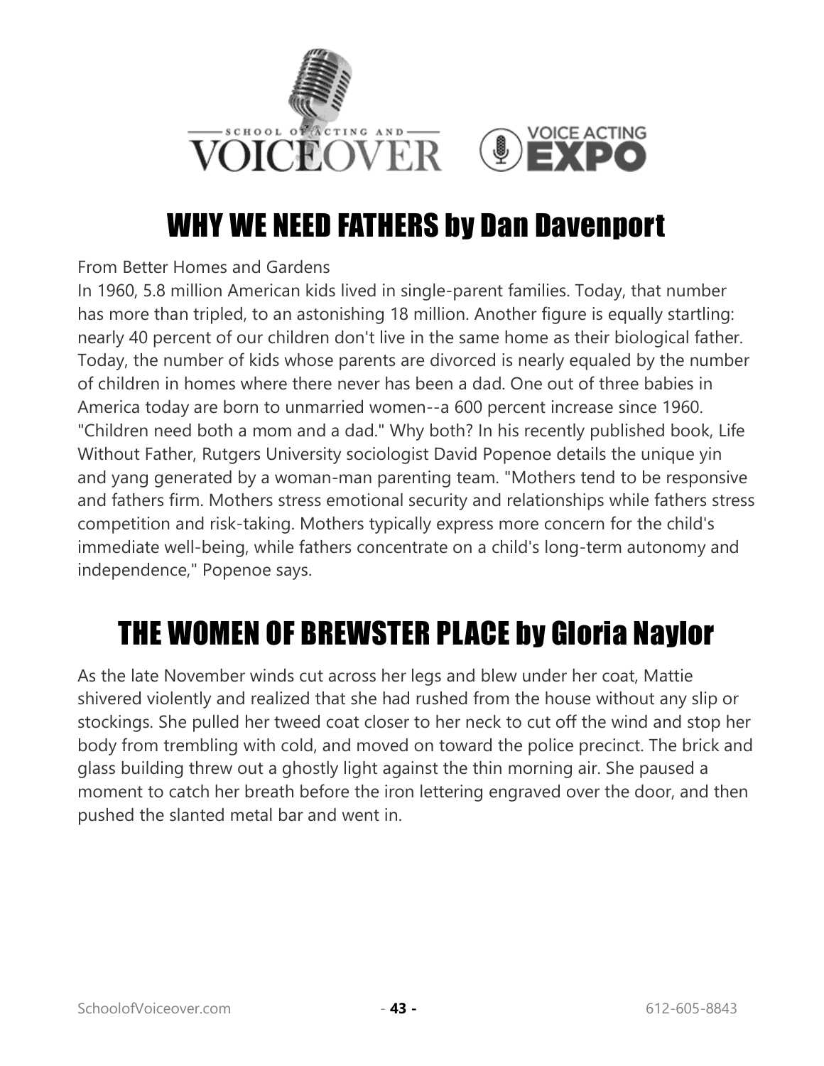## WHY WE NEED FATHERS by Dan Davenport

From Better Homes and Gardens

In 1960, 5.8 million American kids lived in single-parent families. Today, that number has more than tripled, to an astonishing 18 million. Another figure is equally startling: nearly 40 percent of our children don't live in the same home as their biological father. Today, the number of kids whose parents are divorced is nearly equaled by the number of children in homes where there never has been a dad. One out of three babies in America today are born to unmarried women--a 600 percent increase since 1960. "Children need both a mom and a dad." Why both? In his recently published book, Life Without Father, Rutgers University sociologist David Popenoe details the unique yin and yang generated by a woman-man parenting team. "Mothers tend to be responsive and fathers firm. Mothers stress emotional security and relationships while fathers stress competition and risk-taking. Mothers typically express more concern for the child's immediate well-being, while fathers concentrate on a child's long-term autonomy and independence," Popenoe says.

## THE WOMEN OF BREWSTER PLACE by Gloria Naylor

As the late November winds cut across her legs and blew under her coat, Mattie shivered violently and realized that she had rushed from the house without any slip or stockings. She pulled her tweed coat closer to her neck to cut off the wind and stop her body from trembling with cold, and moved on toward the police precinct. The brick and glass building threw out a ghostly light against the thin morning air. She paused a moment to catch her breath before the iron lettering engraved over the door, and then pushed the slanted metal bar and went in.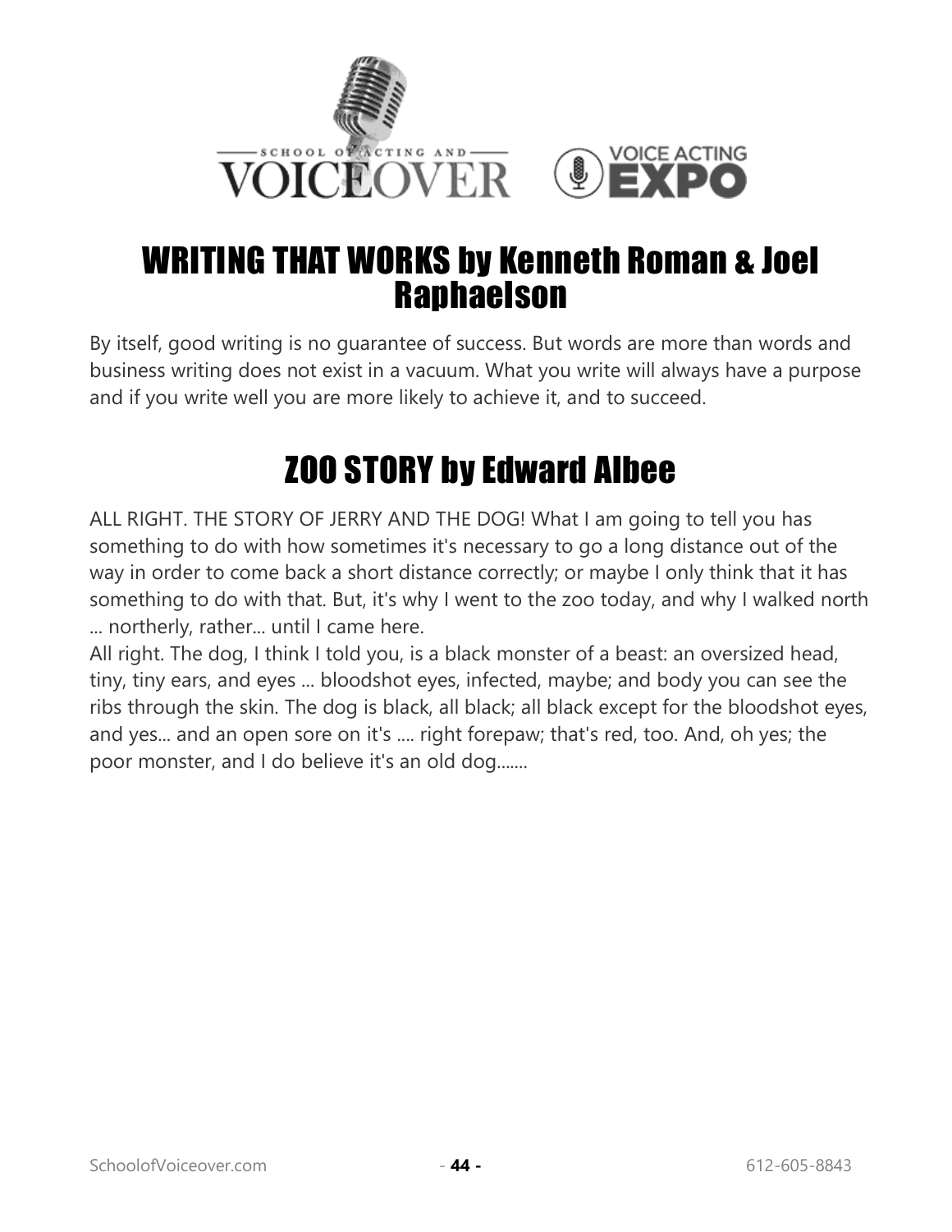## WRITING THAT WORKS by Kenneth Roman & Joel Raphaelson

By itself, good writing is no guarantee of success. But words are more than words and business writing does not exist in a vacuum. What you write will always have a purpose and if you write well you are more likely to achieve it, and to succeed.

## ZOO STORY by Edward Albee

ALL RIGHT. THE STORY OF JERRY AND THE DOG! What I am going to tell you has something to do with how sometimes it's necessary to go a long distance out of the way in order to come back a short distance correctly; or maybe I only think that it has something to do with that. But, it's why I went to the zoo today, and why I walked north ... northerly, rather... until I came here.
All right. The dog, I think I told you, is a black monster of a beast: an oversized head, tiny, tiny ears, and eyes ... bloodshot eyes, infected, maybe; and body you can see the ribs through the skin. The dog is black, all black; all black except for the bloodshot eyes, and yes... and an open sore on it's .... right forepaw; that's red, too. And, oh yes; the poor monster, and I do believe it's an old dog.......